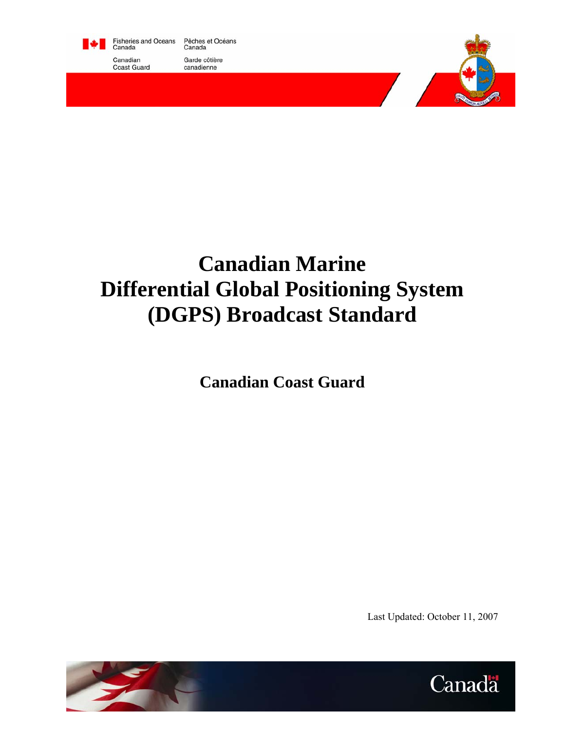Fisheries and Oceans Canada | Pêches et Océans Canada

Canadian Coast Guard | Garde côtière canadienne

# Canadian Marine Differential Global Positioning System (DGPS) Broadcast Standard

## Canadian Coast Guard

Last Updated: October 11, 2007

Canada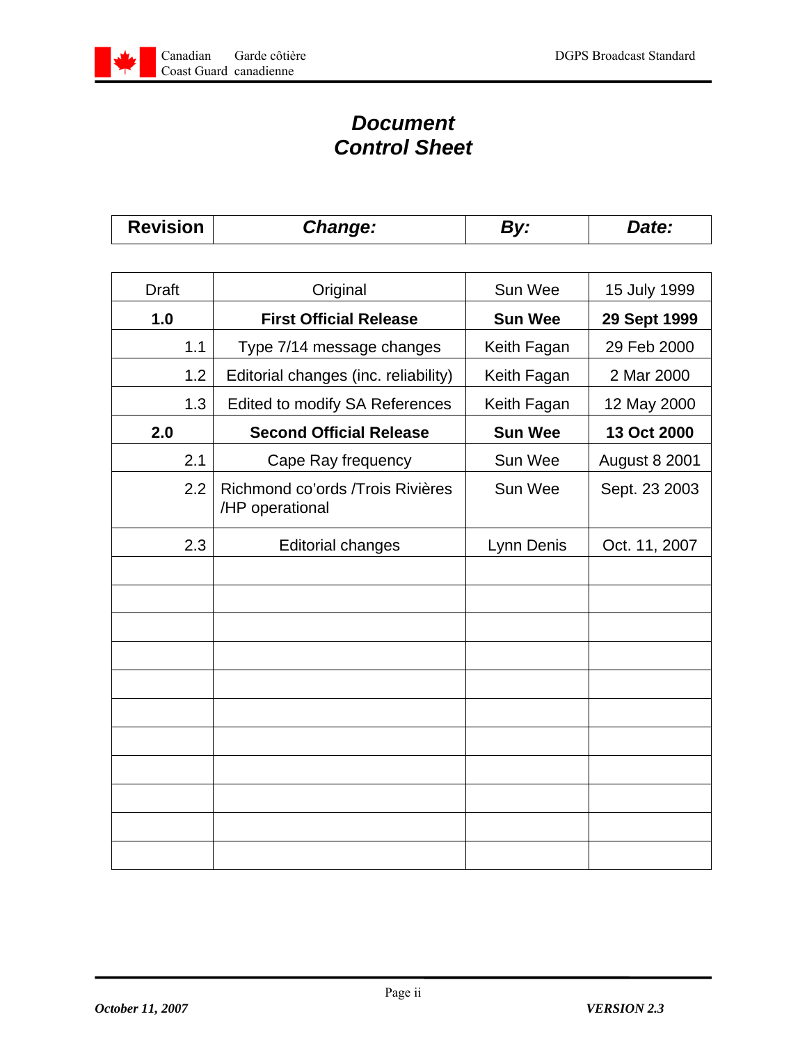# *Document Control Sheet*

| **Revision** | ***Change:*** | ***By:*** | ***Date:*** |
|---|---|---|---|
| Draft | Original | Sun Wee | 15 July 1999 |
| **1.0** | **First Official Release** | **Sun Wee** | **29 Sept 1999** |
| 1.1 | Type 7/14 message changes | Keith Fagan | 29 Feb 2000 |
| 1.2 | Editorial changes (inc. reliability) | Keith Fagan | 2 Mar 2000 |
| 1.3 | Edited to modify SA References | Keith Fagan | 12 May 2000 |
| **2.0** | **Second Official Release** | **Sun Wee** | **13 Oct 2000** |
| 2.1 | Cape Ray frequency | Sun Wee | August 8 2001 |
| 2.2 | Richmond co'ords /Trois Rivières /HP operational | Sun Wee | Sept. 23 2003 |
| 2.3 | Editorial changes | Lynn Denis | Oct. 11, 2007 |
| | | | |
| | | | |
| | | | |
| | | | |
| | | | |
| | | | |
| | | | |
| | | | |
| | | | |
| | | | |
| | | | |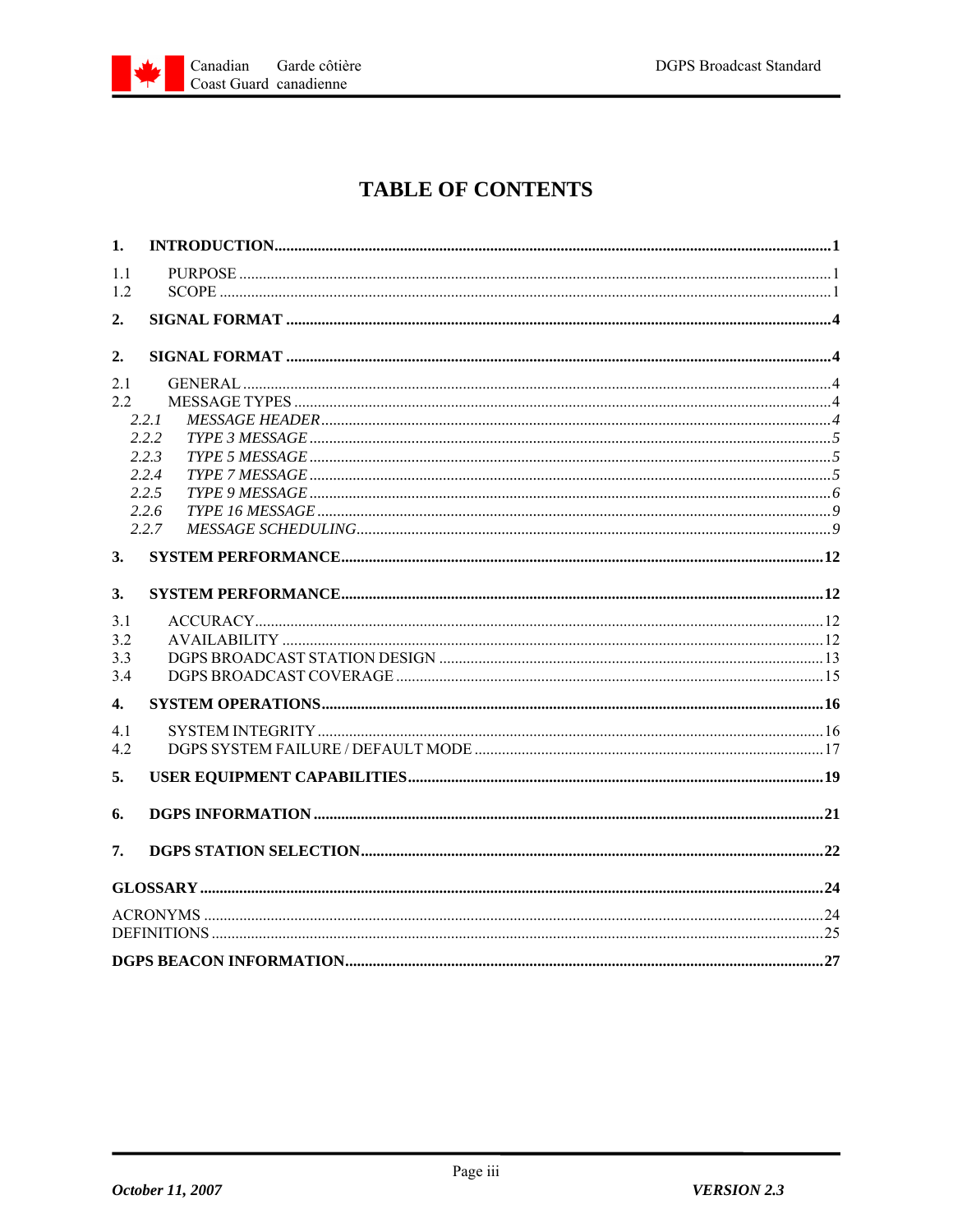# TABLE OF CONTENTS

**1. INTRODUCTION** .......... **1**

1.1 PURPOSE .......... 1
1.2 SCOPE .......... 1

**2. SIGNAL FORMAT** .......... **4**

**2. SIGNAL FORMAT** .......... **4**

2.1 GENERAL .......... 4
2.2 MESSAGE TYPES .......... 4
*2.2.1 MESSAGE HEADER* .......... *4*
*2.2.2 TYPE 3 MESSAGE* .......... *5*
*2.2.3 TYPE 5 MESSAGE* .......... *5*
*2.2.4 TYPE 7 MESSAGE* .......... *5*
*2.2.5 TYPE 9 MESSAGE* .......... *6*
*2.2.6 TYPE 16 MESSAGE* .......... *9*
*2.2.7 MESSAGE SCHEDULING* .......... *9*

**3. SYSTEM PERFORMANCE** .......... **12**

**3. SYSTEM PERFORMANCE** .......... **12**

3.1 ACCURACY .......... 12
3.2 AVAILABILITY .......... 12
3.3 DGPS BROADCAST STATION DESIGN .......... 13
3.4 DGPS BROADCAST COVERAGE .......... 15

**4. SYSTEM OPERATIONS** .......... **16**

4.1 SYSTEM INTEGRITY .......... 16
4.2 DGPS SYSTEM FAILURE / DEFAULT MODE .......... 17

**5. USER EQUIPMENT CAPABILITIES** .......... **19**

**6. DGPS INFORMATION** .......... **21**

**7. DGPS STATION SELECTION** .......... **22**

**GLOSSARY** .......... **24**

ACRONYMS .......... 24
DEFINITIONS .......... 25

**DGPS BEACON INFORMATION** .......... **27**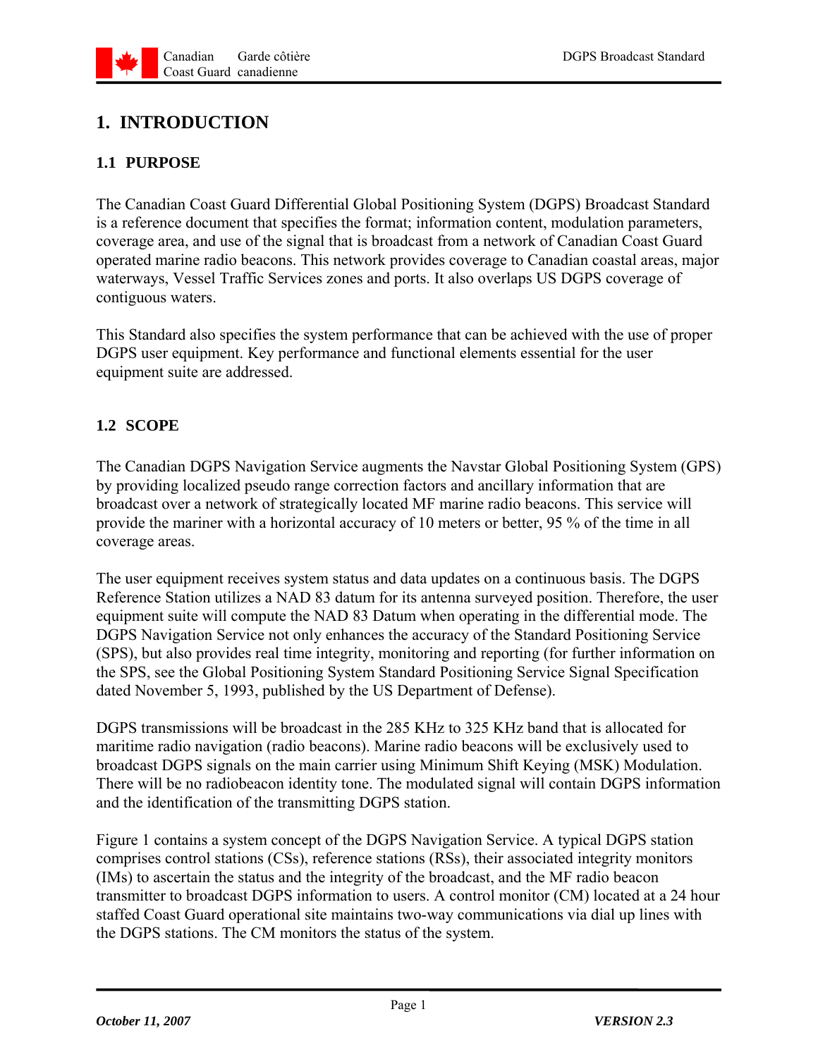# 1. INTRODUCTION

## 1.1 PURPOSE

The Canadian Coast Guard Differential Global Positioning System (DGPS) Broadcast Standard is a reference document that specifies the format; information content, modulation parameters, coverage area, and use of the signal that is broadcast from a network of Canadian Coast Guard operated marine radio beacons. This network provides coverage to Canadian coastal areas, major waterways, Vessel Traffic Services zones and ports. It also overlaps US DGPS coverage of contiguous waters.

This Standard also specifies the system performance that can be achieved with the use of proper DGPS user equipment. Key performance and functional elements essential for the user equipment suite are addressed.

## 1.2 SCOPE

The Canadian DGPS Navigation Service augments the Navstar Global Positioning System (GPS) by providing localized pseudo range correction factors and ancillary information that are broadcast over a network of strategically located MF marine radio beacons. This service will provide the mariner with a horizontal accuracy of 10 meters or better, 95 % of the time in all coverage areas.

The user equipment receives system status and data updates on a continuous basis. The DGPS Reference Station utilizes a NAD 83 datum for its antenna surveyed position. Therefore, the user equipment suite will compute the NAD 83 Datum when operating in the differential mode. The DGPS Navigation Service not only enhances the accuracy of the Standard Positioning Service (SPS), but also provides real time integrity, monitoring and reporting (for further information on the SPS, see the Global Positioning System Standard Positioning Service Signal Specification dated November 5, 1993, published by the US Department of Defense).

DGPS transmissions will be broadcast in the 285 KHz to 325 KHz band that is allocated for maritime radio navigation (radio beacons). Marine radio beacons will be exclusively used to broadcast DGPS signals on the main carrier using Minimum Shift Keying (MSK) Modulation. There will be no radiobeacon identity tone. The modulated signal will contain DGPS information and the identification of the transmitting DGPS station.

Figure 1 contains a system concept of the DGPS Navigation Service. A typical DGPS station comprises control stations (CSs), reference stations (RSs), their associated integrity monitors (IMs) to ascertain the status and the integrity of the broadcast, and the MF radio beacon transmitter to broadcast DGPS information to users. A control monitor (CM) located at a 24 hour staffed Coast Guard operational site maintains two-way communications via dial up lines with the DGPS stations. The CM monitors the status of the system.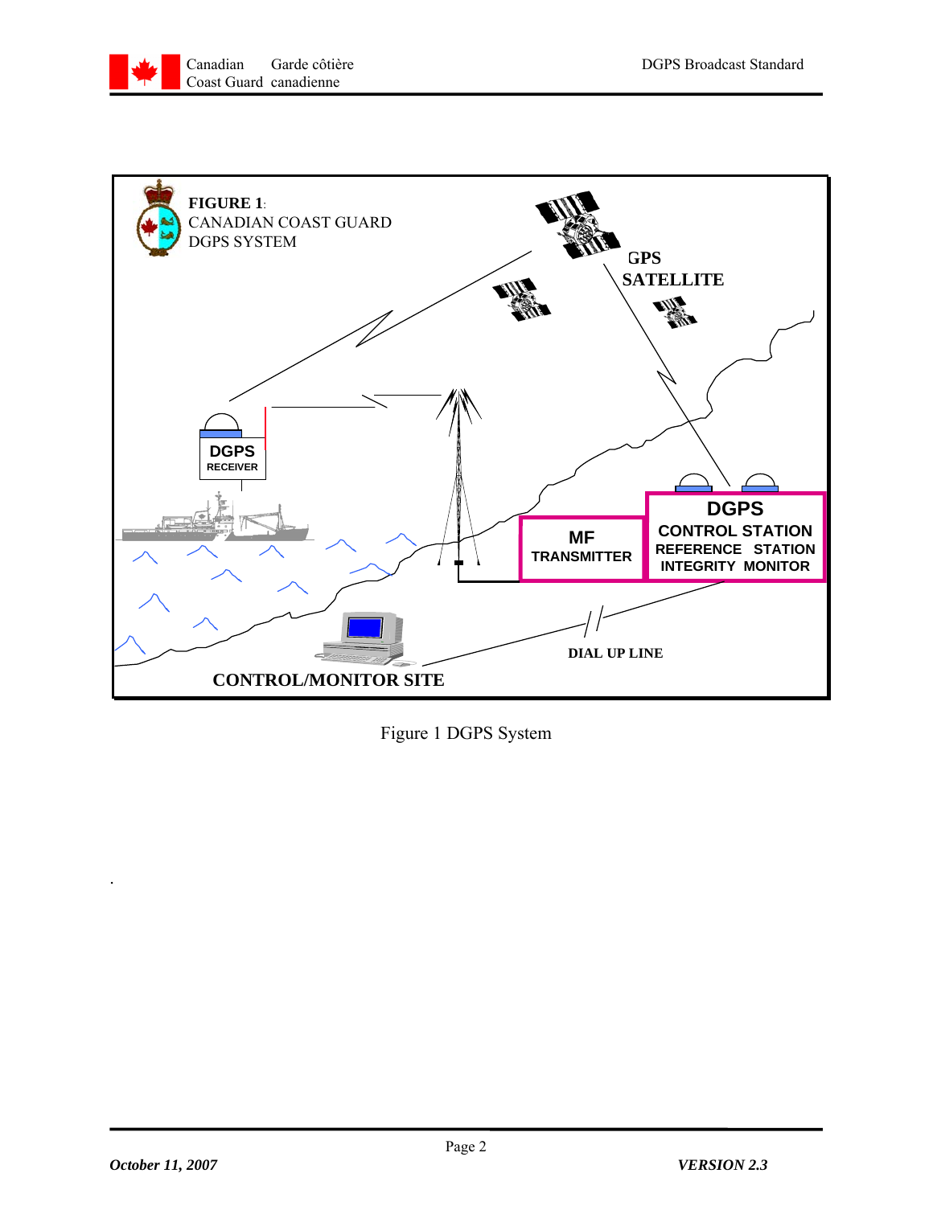FIGURE 1: CANADIAN COAST GUARD DGPS SYSTEM

GPS SATELLITE

DGPS RECEIVER

MF TRANSMITTER

DGPS CONTROL STATION REFERENCE STATION INTEGRITY MONITOR

DIAL UP LINE

CONTROL/MONITOR SITE

Figure 1 DGPS System

.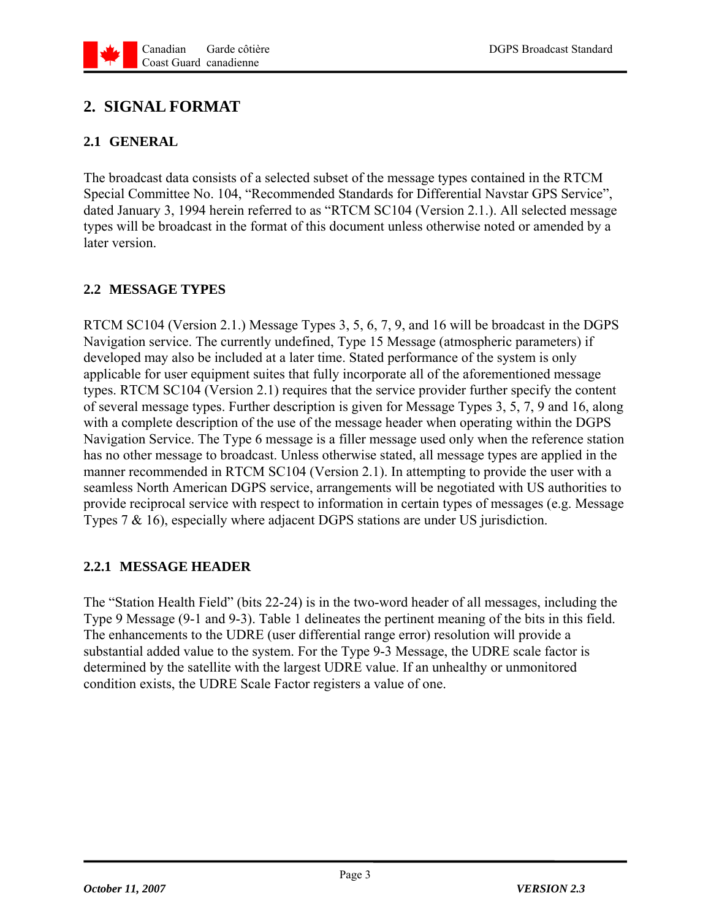# 2. SIGNAL FORMAT

## 2.1 GENERAL

The broadcast data consists of a selected subset of the message types contained in the RTCM Special Committee No. 104, "Recommended Standards for Differential Navstar GPS Service", dated January 3, 1994 herein referred to as "RTCM SC104 (Version 2.1.). All selected message types will be broadcast in the format of this document unless otherwise noted or amended by a later version.

## 2.2 MESSAGE TYPES

RTCM SC104 (Version 2.1.) Message Types 3, 5, 6, 7, 9, and 16 will be broadcast in the DGPS Navigation service. The currently undefined, Type 15 Message (atmospheric parameters) if developed may also be included at a later time. Stated performance of the system is only applicable for user equipment suites that fully incorporate all of the aforementioned message types. RTCM SC104 (Version 2.1) requires that the service provider further specify the content of several message types. Further description is given for Message Types 3, 5, 7, 9 and 16, along with a complete description of the use of the message header when operating within the DGPS Navigation Service. The Type 6 message is a filler message used only when the reference station has no other message to broadcast. Unless otherwise stated, all message types are applied in the manner recommended in RTCM SC104 (Version 2.1). In attempting to provide the user with a seamless North American DGPS service, arrangements will be negotiated with US authorities to provide reciprocal service with respect to information in certain types of messages (e.g. Message Types 7 & 16), especially where adjacent DGPS stations are under US jurisdiction.

### 2.2.1 MESSAGE HEADER

The "Station Health Field" (bits 22-24) is in the two-word header of all messages, including the Type 9 Message (9-1 and 9-3). Table 1 delineates the pertinent meaning of the bits in this field. The enhancements to the UDRE (user differential range error) resolution will provide a substantial added value to the system. For the Type 9-3 Message, the UDRE scale factor is determined by the satellite with the largest UDRE value. If an unhealthy or unmonitored condition exists, the UDRE Scale Factor registers a value of one.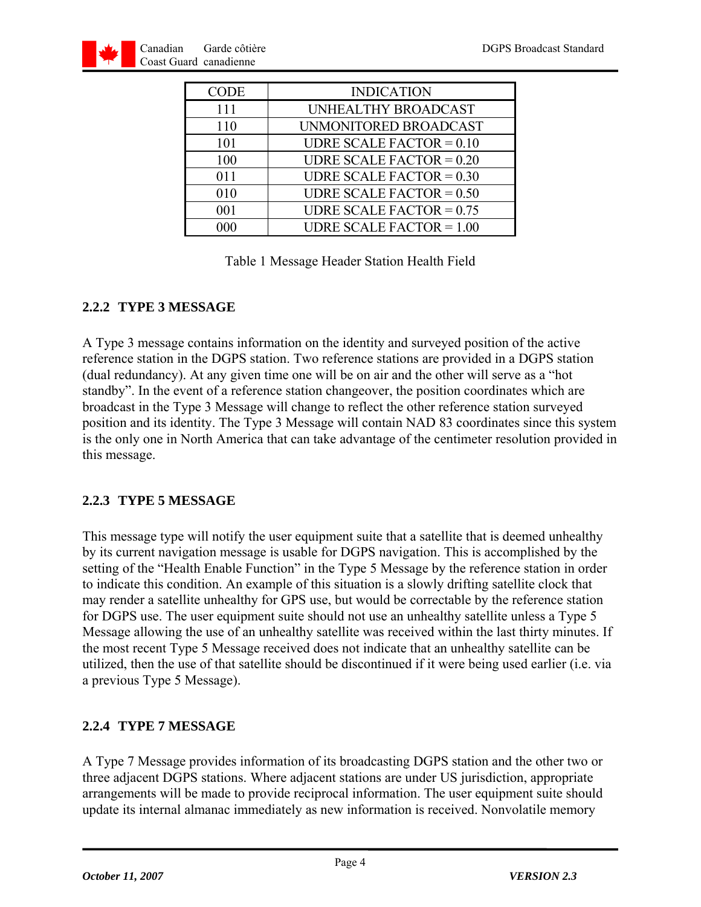| CODE | INDICATION |
| --- | --- |
| 111 | UNHEALTHY BROADCAST |
| 110 | UNMONITORED BROADCAST |
| 101 | UDRE SCALE FACTOR = 0.10 |
| 100 | UDRE SCALE FACTOR = 0.20 |
| 011 | UDRE SCALE FACTOR = 0.30 |
| 010 | UDRE SCALE FACTOR = 0.50 |
| 001 | UDRE SCALE FACTOR = 0.75 |
| 000 | UDRE SCALE FACTOR = 1.00 |

Table 1 Message Header Station Health Field

### 2.2.2 TYPE 3 MESSAGE

A Type 3 message contains information on the identity and surveyed position of the active reference station in the DGPS station. Two reference stations are provided in a DGPS station (dual redundancy). At any given time one will be on air and the other will serve as a "hot standby". In the event of a reference station changeover, the position coordinates which are broadcast in the Type 3 Message will change to reflect the other reference station surveyed position and its identity. The Type 3 Message will contain NAD 83 coordinates since this system is the only one in North America that can take advantage of the centimeter resolution provided in this message.

### 2.2.3 TYPE 5 MESSAGE

This message type will notify the user equipment suite that a satellite that is deemed unhealthy by its current navigation message is usable for DGPS navigation. This is accomplished by the setting of the "Health Enable Function" in the Type 5 Message by the reference station in order to indicate this condition. An example of this situation is a slowly drifting satellite clock that may render a satellite unhealthy for GPS use, but would be correctable by the reference station for DGPS use. The user equipment suite should not use an unhealthy satellite unless a Type 5 Message allowing the use of an unhealthy satellite was received within the last thirty minutes. If the most recent Type 5 Message received does not indicate that an unhealthy satellite can be utilized, then the use of that satellite should be discontinued if it were being used earlier (i.e. via a previous Type 5 Message).

### 2.2.4 TYPE 7 MESSAGE

A Type 7 Message provides information of its broadcasting DGPS station and the other two or three adjacent DGPS stations. Where adjacent stations are under US jurisdiction, appropriate arrangements will be made to provide reciprocal information. The user equipment suite should update its internal almanac immediately as new information is received. Nonvolatile memory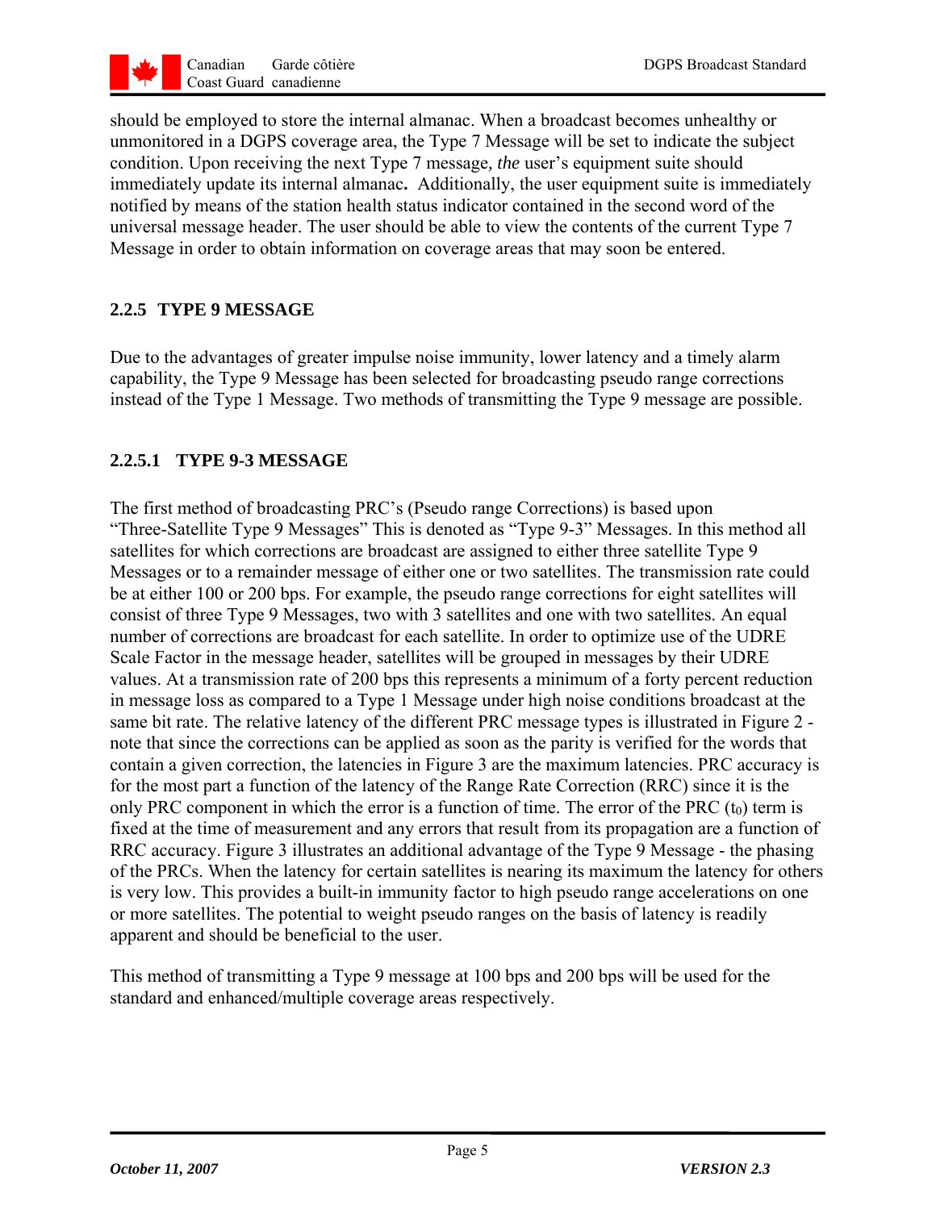should be employed to store the internal almanac. When a broadcast becomes unhealthy or unmonitored in a DGPS coverage area, the Type 7 Message will be set to indicate the subject condition. Upon receiving the next Type 7 message, *the* user's equipment suite should immediately update its internal almanac**.** Additionally, the user equipment suite is immediately notified by means of the station health status indicator contained in the second word of the universal message header. The user should be able to view the contents of the current Type 7 Message in order to obtain information on coverage areas that may soon be entered.

### 2.2.5 TYPE 9 MESSAGE

Due to the advantages of greater impulse noise immunity, lower latency and a timely alarm capability, the Type 9 Message has been selected for broadcasting pseudo range corrections instead of the Type 1 Message. Two methods of transmitting the Type 9 message are possible.

#### 2.2.5.1 TYPE 9-3 MESSAGE

The first method of broadcasting PRC's (Pseudo range Corrections) is based upon "Three-Satellite Type 9 Messages" This is denoted as "Type 9-3" Messages. In this method all satellites for which corrections are broadcast are assigned to either three satellite Type 9 Messages or to a remainder message of either one or two satellites. The transmission rate could be at either 100 or 200 bps. For example, the pseudo range corrections for eight satellites will consist of three Type 9 Messages, two with 3 satellites and one with two satellites. An equal number of corrections are broadcast for each satellite. In order to optimize use of the UDRE Scale Factor in the message header, satellites will be grouped in messages by their UDRE values. At a transmission rate of 200 bps this represents a minimum of a forty percent reduction in message loss as compared to a Type 1 Message under high noise conditions broadcast at the same bit rate. The relative latency of the different PRC message types is illustrated in Figure 2 - note that since the corrections can be applied as soon as the parity is verified for the words that contain a given correction, the latencies in Figure 3 are the maximum latencies. PRC accuracy is for the most part a function of the latency of the Range Rate Correction (RRC) since it is the only PRC component in which the error is a function of time. The error of the PRC ($t_0$) term is fixed at the time of measurement and any errors that result from its propagation are a function of RRC accuracy. Figure 3 illustrates an additional advantage of the Type 9 Message - the phasing of the PRCs. When the latency for certain satellites is nearing its maximum the latency for others is very low. This provides a built-in immunity factor to high pseudo range accelerations on one or more satellites. The potential to weight pseudo ranges on the basis of latency is readily apparent and should be beneficial to the user.

This method of transmitting a Type 9 message at 100 bps and 200 bps will be used for the standard and enhanced/multiple coverage areas respectively.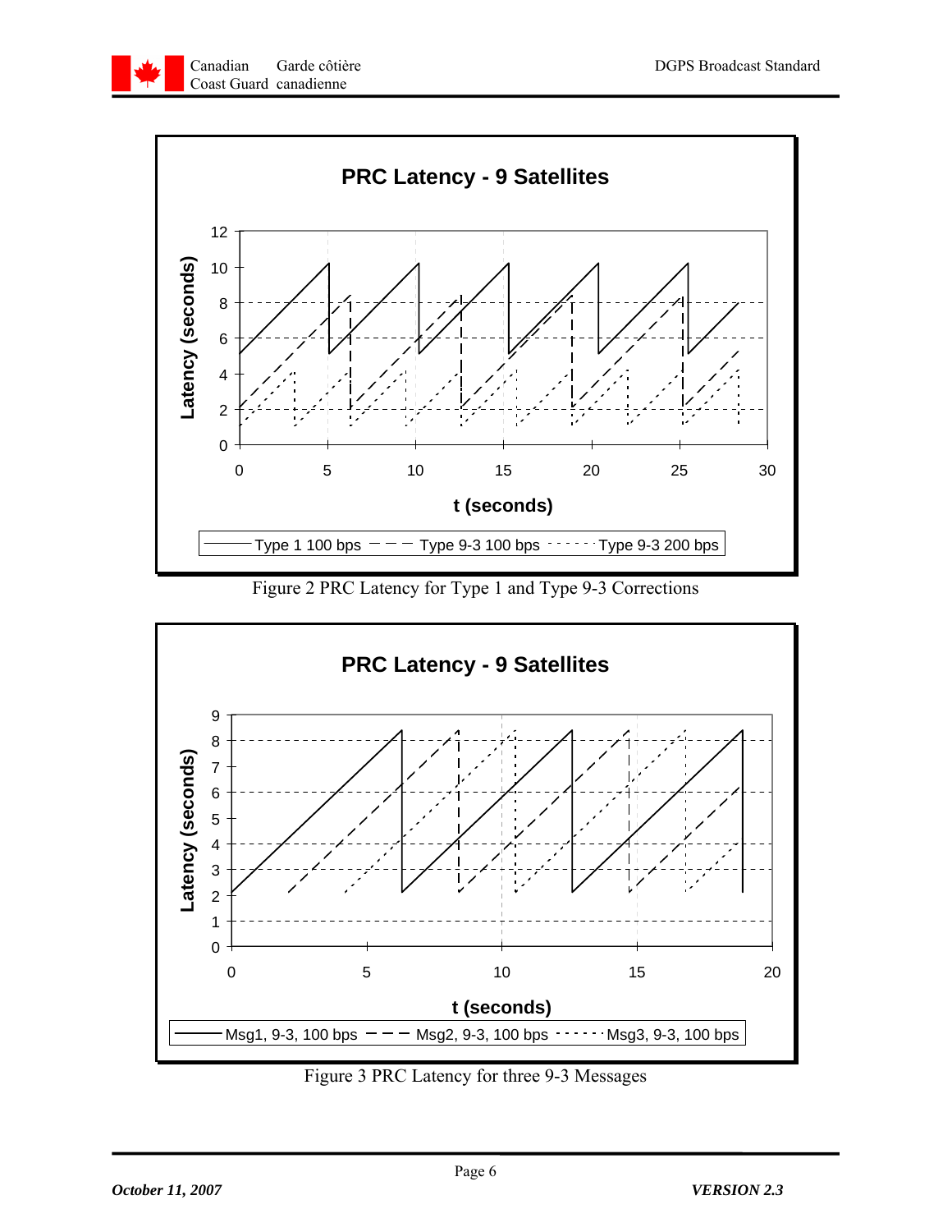Figure 2 PRC Latency for Type 1 and Type 9-3 Corrections

Figure 3 PRC Latency for three 9-3 Messages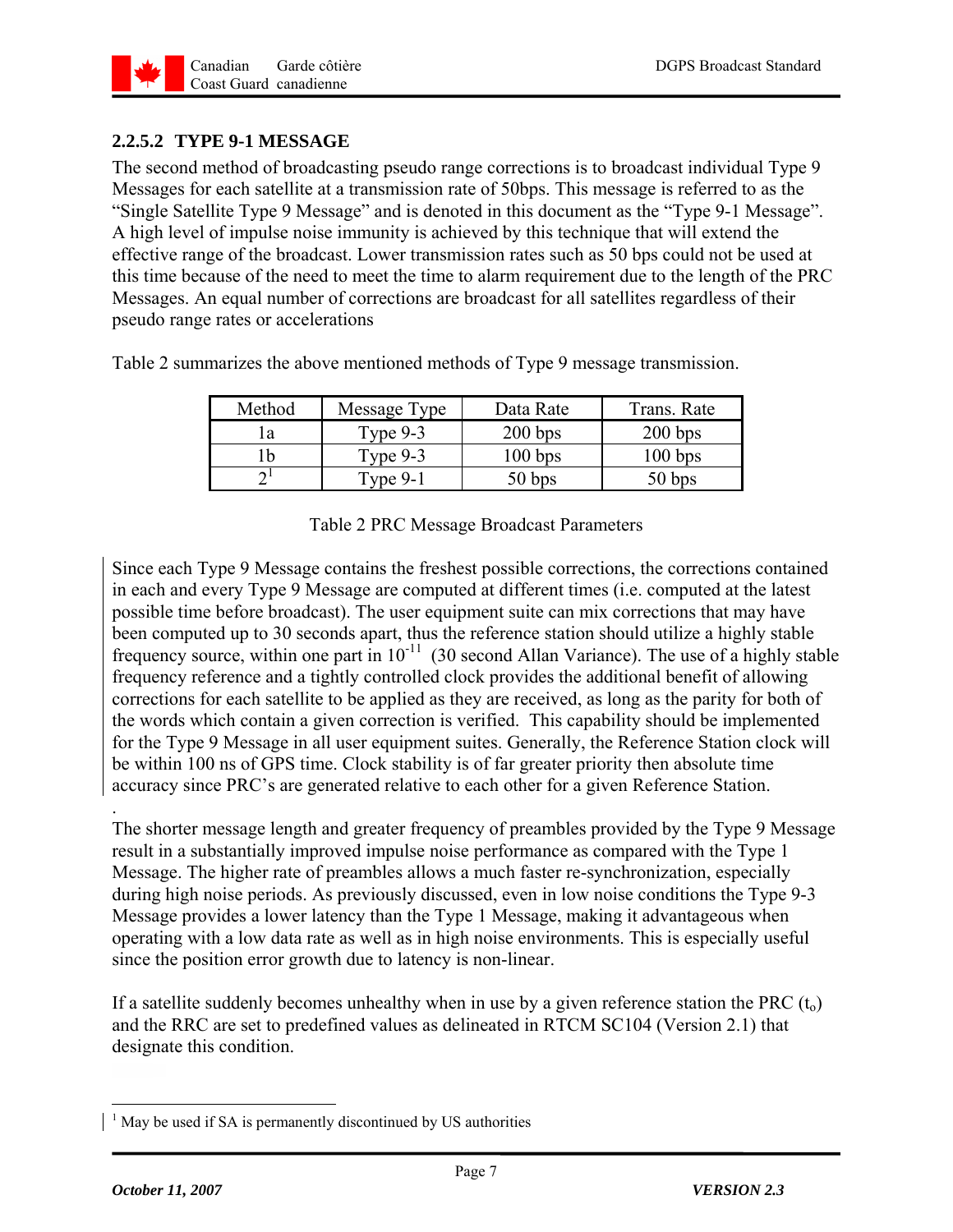### 2.2.5.2 TYPE 9-1 MESSAGE

The second method of broadcasting pseudo range corrections is to broadcast individual Type 9 Messages for each satellite at a transmission rate of 50bps. This message is referred to as the "Single Satellite Type 9 Message" and is denoted in this document as the "Type 9-1 Message". A high level of impulse noise immunity is achieved by this technique that will extend the effective range of the broadcast. Lower transmission rates such as 50 bps could not be used at this time because of the need to meet the time to alarm requirement due to the length of the PRC Messages. An equal number of corrections are broadcast for all satellites regardless of their pseudo range rates or accelerations

Table 2 summarizes the above mentioned methods of Type 9 message transmission.

| Method | Message Type | Data Rate | Trans. Rate |
|---|---|---|---|
| 1a | Type 9-3 | 200 bps | 200 bps |
| 1b | Type 9-3 | 100 bps | 100 bps |
| 2[1] | Type 9-1 | 50 bps | 50 bps |

Table 2 PRC Message Broadcast Parameters

Since each Type 9 Message contains the freshest possible corrections, the corrections contained in each and every Type 9 Message are computed at different times (i.e. computed at the latest possible time before broadcast). The user equipment suite can mix corrections that may have been computed up to 30 seconds apart, thus the reference station should utilize a highly stable frequency source, within one part in $10^{-11}$ (30 second Allan Variance). The use of a highly stable frequency reference and a tightly controlled clock provides the additional benefit of allowing corrections for each satellite to be applied as they are received, as long as the parity for both of the words which contain a given correction is verified. This capability should be implemented for the Type 9 Message in all user equipment suites. Generally, the Reference Station clock will be within 100 ns of GPS time. Clock stability is of far greater priority then absolute time accuracy since PRC's are generated relative to each other for a given Reference Station.

.

The shorter message length and greater frequency of preambles provided by the Type 9 Message result in a substantially improved impulse noise performance as compared with the Type 1 Message. The higher rate of preambles allows a much faster re-synchronization, especially during high noise periods. As previously discussed, even in low noise conditions the Type 9-3 Message provides a lower latency than the Type 1 Message, making it advantageous when operating with a low data rate as well as in high noise environments. This is especially useful since the position error growth due to latency is non-linear.

If a satellite suddenly becomes unhealthy when in use by a given reference station the PRC ($t_o$) and the RRC are set to predefined values as delineated in RTCM SC104 (Version 2.1) that designate this condition.

---

[1] May be used if SA is permanently discontinued by US authorities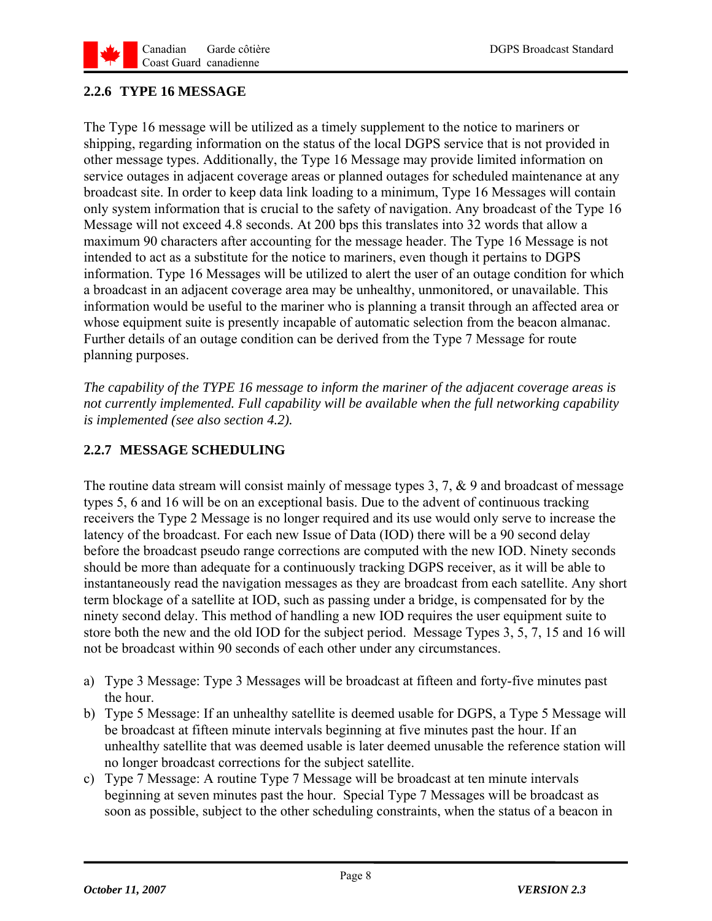### 2.2.6 TYPE 16 MESSAGE

The Type 16 message will be utilized as a timely supplement to the notice to mariners or shipping, regarding information on the status of the local DGPS service that is not provided in other message types. Additionally, the Type 16 Message may provide limited information on service outages in adjacent coverage areas or planned outages for scheduled maintenance at any broadcast site. In order to keep data link loading to a minimum, Type 16 Messages will contain only system information that is crucial to the safety of navigation. Any broadcast of the Type 16 Message will not exceed 4.8 seconds. At 200 bps this translates into 32 words that allow a maximum 90 characters after accounting for the message header. The Type 16 Message is not intended to act as a substitute for the notice to mariners, even though it pertains to DGPS information. Type 16 Messages will be utilized to alert the user of an outage condition for which a broadcast in an adjacent coverage area may be unhealthy, unmonitored, or unavailable. This information would be useful to the mariner who is planning a transit through an affected area or whose equipment suite is presently incapable of automatic selection from the beacon almanac. Further details of an outage condition can be derived from the Type 7 Message for route planning purposes.

*The capability of the TYPE 16 message to inform the mariner of the adjacent coverage areas is not currently implemented. Full capability will be available when the full networking capability is implemented (see also section 4.2).*

### 2.2.7 MESSAGE SCHEDULING

The routine data stream will consist mainly of message types 3, 7, & 9 and broadcast of message types 5, 6 and 16 will be on an exceptional basis. Due to the advent of continuous tracking receivers the Type 2 Message is no longer required and its use would only serve to increase the latency of the broadcast. For each new Issue of Data (IOD) there will be a 90 second delay before the broadcast pseudo range corrections are computed with the new IOD. Ninety seconds should be more than adequate for a continuously tracking DGPS receiver, as it will be able to instantaneously read the navigation messages as they are broadcast from each satellite. Any short term blockage of a satellite at IOD, such as passing under a bridge, is compensated for by the ninety second delay. This method of handling a new IOD requires the user equipment suite to store both the new and the old IOD for the subject period. Message Types 3, 5, 7, 15 and 16 will not be broadcast within 90 seconds of each other under any circumstances.

a) Type 3 Message: Type 3 Messages will be broadcast at fifteen and forty-five minutes past the hour.
b) Type 5 Message: If an unhealthy satellite is deemed usable for DGPS, a Type 5 Message will be broadcast at fifteen minute intervals beginning at five minutes past the hour. If an unhealthy satellite that was deemed usable is later deemed unusable the reference station will no longer broadcast corrections for the subject satellite.
c) Type 7 Message: A routine Type 7 Message will be broadcast at ten minute intervals beginning at seven minutes past the hour. Special Type 7 Messages will be broadcast as soon as possible, subject to the other scheduling constraints, when the status of a beacon in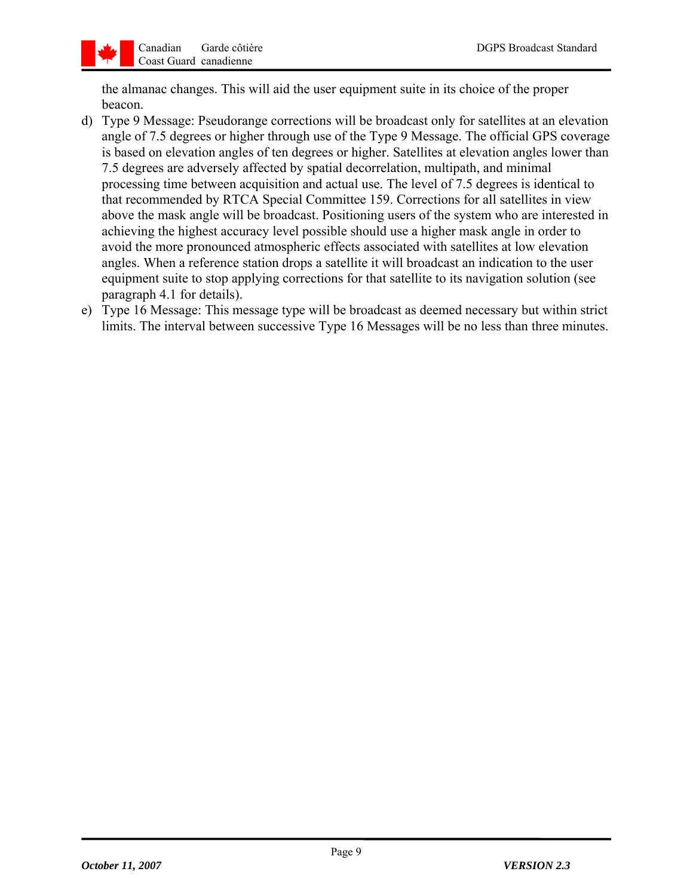the almanac changes. This will aid the user equipment suite in its choice of the proper beacon.

d) Type 9 Message: Pseudorange corrections will be broadcast only for satellites at an elevation angle of 7.5 degrees or higher through use of the Type 9 Message. The official GPS coverage is based on elevation angles of ten degrees or higher. Satellites at elevation angles lower than 7.5 degrees are adversely affected by spatial decorrelation, multipath, and minimal processing time between acquisition and actual use. The level of 7.5 degrees is identical to that recommended by RTCA Special Committee 159. Corrections for all satellites in view above the mask angle will be broadcast. Positioning users of the system who are interested in achieving the highest accuracy level possible should use a higher mask angle in order to avoid the more pronounced atmospheric effects associated with satellites at low elevation angles. When a reference station drops a satellite it will broadcast an indication to the user equipment suite to stop applying corrections for that satellite to its navigation solution (see paragraph 4.1 for details).

e) Type 16 Message: This message type will be broadcast as deemed necessary but within strict limits. The interval between successive Type 16 Messages will be no less than three minutes.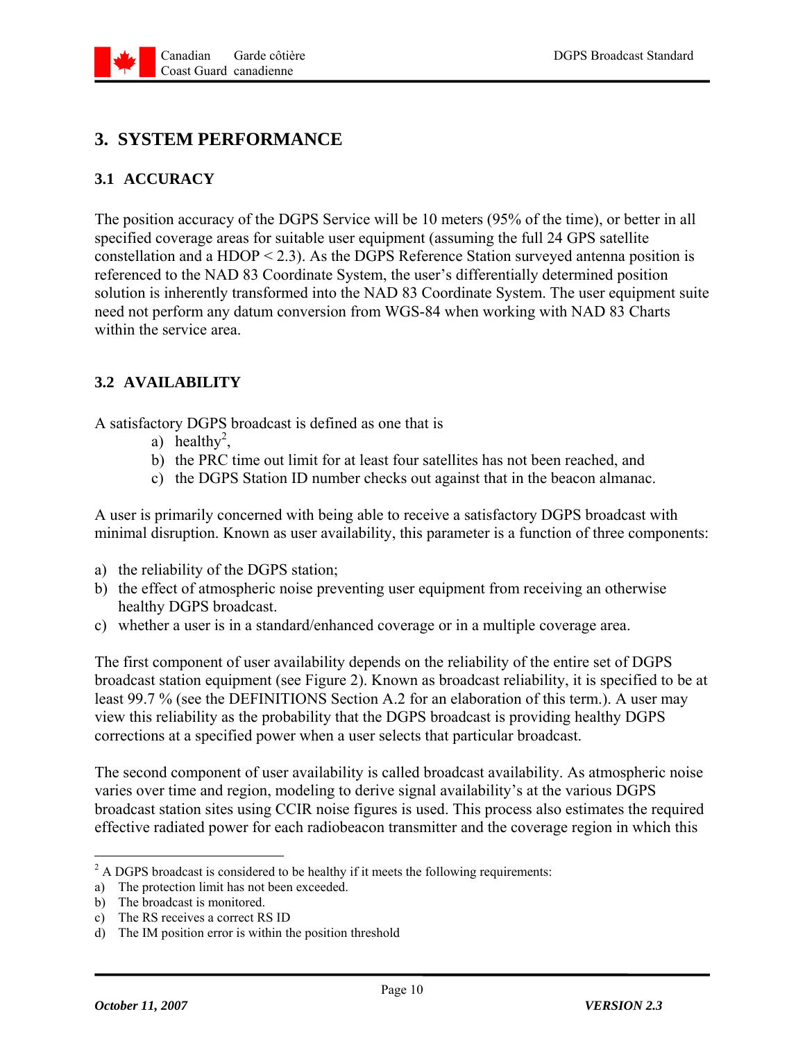# 3. SYSTEM PERFORMANCE

## 3.1 ACCURACY

The position accuracy of the DGPS Service will be 10 meters (95% of the time), or better in all specified coverage areas for suitable user equipment (assuming the full 24 GPS satellite constellation and a HDOP < 2.3). As the DGPS Reference Station surveyed antenna position is referenced to the NAD 83 Coordinate System, the user's differentially determined position solution is inherently transformed into the NAD 83 Coordinate System. The user equipment suite need not perform any datum conversion from WGS-84 when working with NAD 83 Charts within the service area.

## 3.2 AVAILABILITY

A satisfactory DGPS broadcast is defined as one that is

a) healthy[2],
b) the PRC time out limit for at least four satellites has not been reached, and
c) the DGPS Station ID number checks out against that in the beacon almanac.

A user is primarily concerned with being able to receive a satisfactory DGPS broadcast with minimal disruption. Known as user availability, this parameter is a function of three components:

a) the reliability of the DGPS station;
b) the effect of atmospheric noise preventing user equipment from receiving an otherwise healthy DGPS broadcast.
c) whether a user is in a standard/enhanced coverage or in a multiple coverage area.

The first component of user availability depends on the reliability of the entire set of DGPS broadcast station equipment (see Figure 2). Known as broadcast reliability, it is specified to be at least 99.7 % (see the DEFINITIONS Section A.2 for an elaboration of this term.). A user may view this reliability as the probability that the DGPS broadcast is providing healthy DGPS corrections at a specified power when a user selects that particular broadcast.

The second component of user availability is called broadcast availability. As atmospheric noise varies over time and region, modeling to derive signal availability's at the various DGPS broadcast station sites using CCIR noise figures is used. This process also estimates the required effective radiated power for each radiobeacon transmitter and the coverage region in which this

---

[2] A DGPS broadcast is considered to be healthy if it meets the following requirements:

a) The protection limit has not been exceeded.
b) The broadcast is monitored.
c) The RS receives a correct RS ID
d) The IM position error is within the position threshold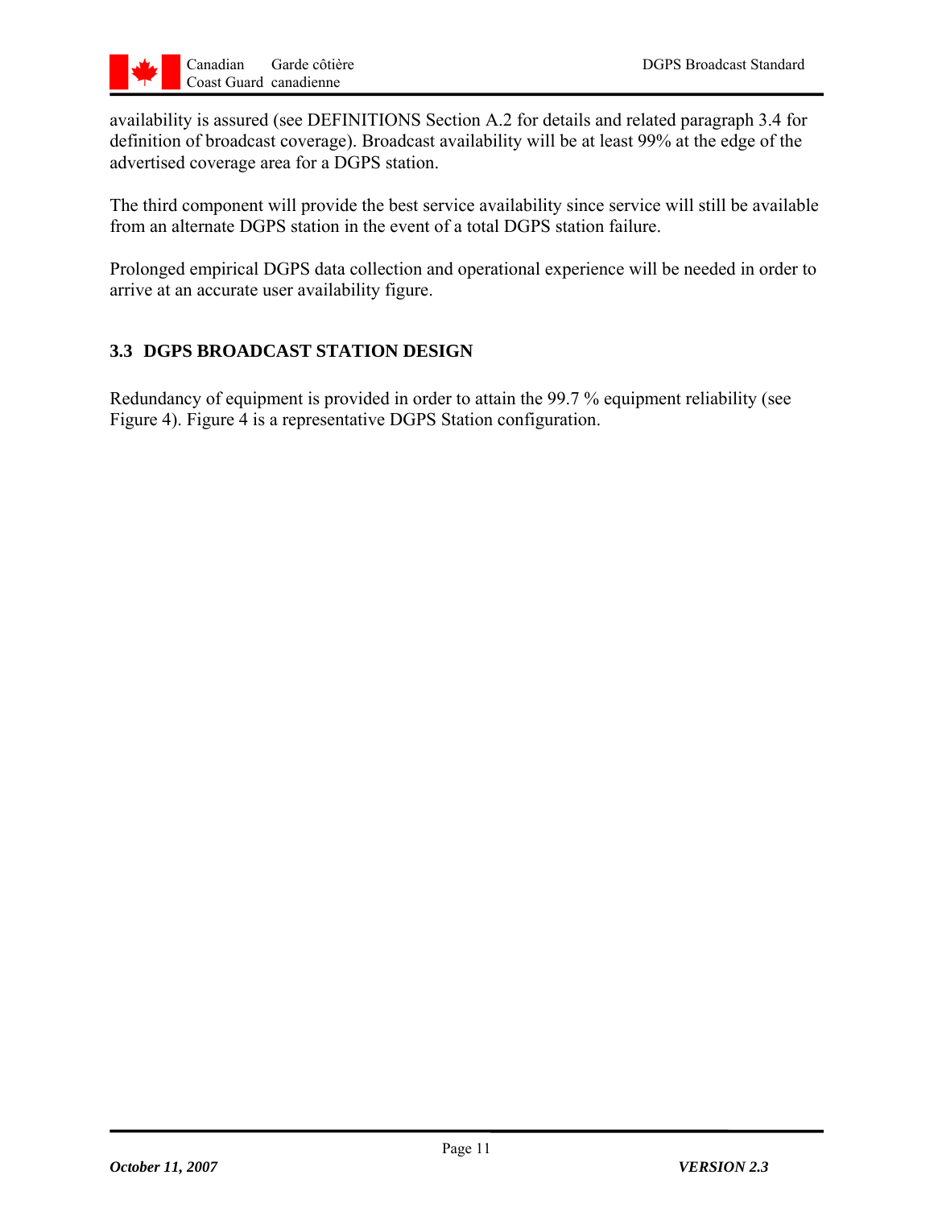availability is assured (see DEFINITIONS Section A.2 for details and related paragraph 3.4 for definition of broadcast coverage). Broadcast availability will be at least 99% at the edge of the advertised coverage area for a DGPS station.

The third component will provide the best service availability since service will still be available from an alternate DGPS station in the event of a total DGPS station failure.

Prolonged empirical DGPS data collection and operational experience will be needed in order to arrive at an accurate user availability figure.

### 3.3 DGPS BROADCAST STATION DESIGN

Redundancy of equipment is provided in order to attain the 99.7 % equipment reliability (see Figure 4). Figure 4 is a representative DGPS Station configuration.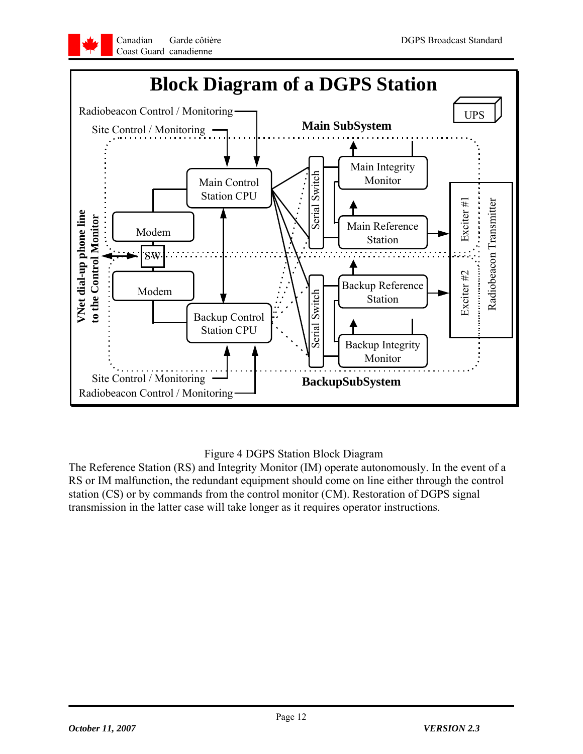# Block Diagram of a DGPS Station

Radiobeacon Control / Monitoring

Site Control / Monitoring

UPS

Main SubSystem

Main Control Station CPU

Serial Switch

Main Integrity Monitor

Main Reference Station

Exciter #1

Radiobeacon Transmitter

VNet dial-up phone line to the Control Monitor

Modem

SW

Modem

Backup Control Station CPU

Serial Switch

Backup Reference Station

Backup Integrity Monitor

Exciter #2

Site Control / Monitoring

Radiobeacon Control / Monitoring

BackupSubSystem

Figure 4 DGPS Station Block Diagram

The Reference Station (RS) and Integrity Monitor (IM) operate autonomously. In the event of a RS or IM malfunction, the redundant equipment should come on line either through the control station (CS) or by commands from the control monitor (CM). Restoration of DGPS signal transmission in the latter case will take longer as it requires operator instructions.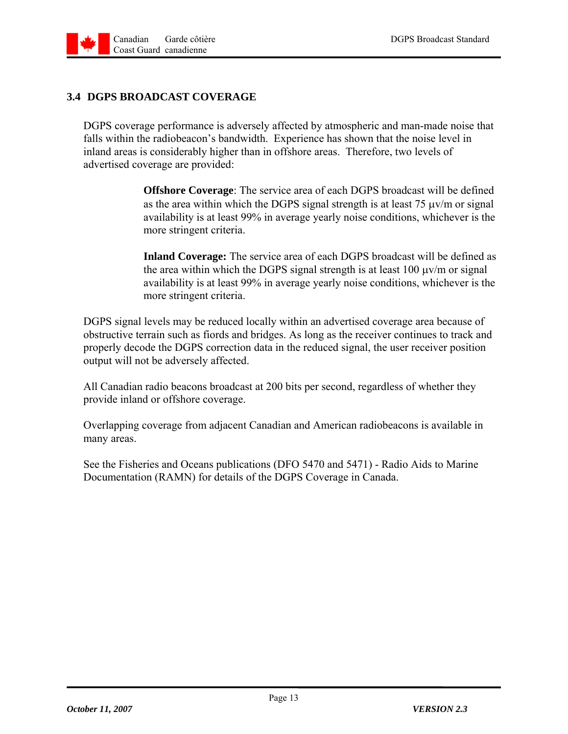## 3.4 DGPS BROADCAST COVERAGE

DGPS coverage performance is adversely affected by atmospheric and man-made noise that falls within the radiobeacon's bandwidth. Experience has shown that the noise level in inland areas is considerably higher than in offshore areas. Therefore, two levels of advertised coverage are provided:

**Offshore Coverage**: The service area of each DGPS broadcast will be defined as the area within which the DGPS signal strength is at least 75 µv/m or signal availability is at least 99% in average yearly noise conditions, whichever is the more stringent criteria.

**Inland Coverage:** The service area of each DGPS broadcast will be defined as the area within which the DGPS signal strength is at least 100 µv/m or signal availability is at least 99% in average yearly noise conditions, whichever is the more stringent criteria.

DGPS signal levels may be reduced locally within an advertised coverage area because of obstructive terrain such as fiords and bridges. As long as the receiver continues to track and properly decode the DGPS correction data in the reduced signal, the user receiver position output will not be adversely affected.

All Canadian radio beacons broadcast at 200 bits per second, regardless of whether they provide inland or offshore coverage.

Overlapping coverage from adjacent Canadian and American radiobeacons is available in many areas.

See the Fisheries and Oceans publications (DFO 5470 and 5471) - Radio Aids to Marine Documentation (RAMN) for details of the DGPS Coverage in Canada.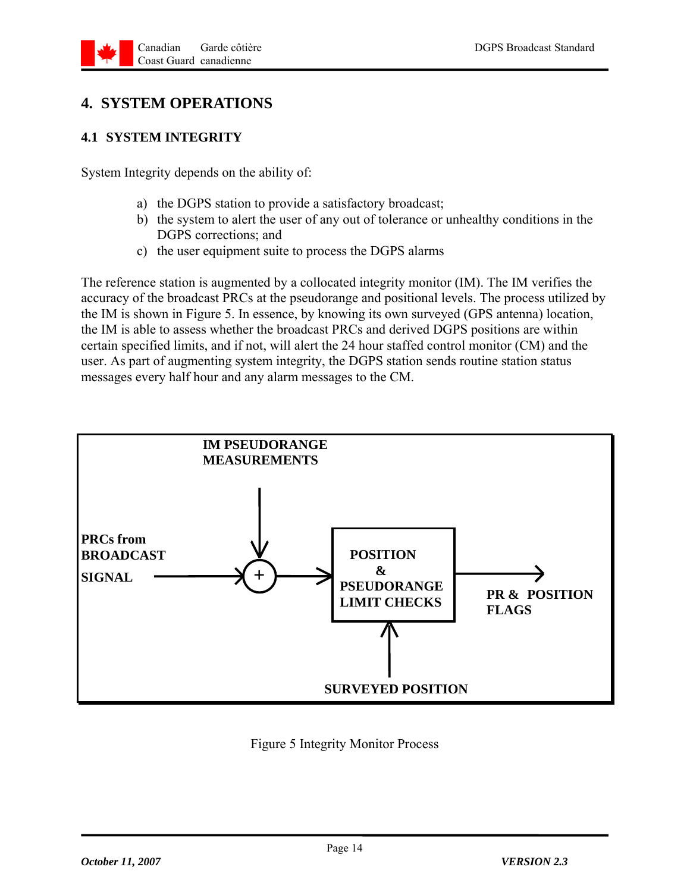# 4. SYSTEM OPERATIONS

## 4.1 SYSTEM INTEGRITY

System Integrity depends on the ability of:

a) the DGPS station to provide a satisfactory broadcast;
b) the system to alert the user of any out of tolerance or unhealthy conditions in the DGPS corrections; and
c) the user equipment suite to process the DGPS alarms

The reference station is augmented by a collocated integrity monitor (IM). The IM verifies the accuracy of the broadcast PRCs at the pseudorange and positional levels. The process utilized by the IM is shown in Figure 5. In essence, by knowing its own surveyed (GPS antenna) location, the IM is able to assess whether the broadcast PRCs and derived DGPS positions are within certain specified limits, and if not, will alert the 24 hour staffed control monitor (CM) and the user. As part of augmenting system integrity, the DGPS station sends routine station status messages every half hour and any alarm messages to the CM.

**IM PSEUDORANGE MEASUREMENTS**

**PRCs from BROADCAST SIGNAL**

+

**POSITION & PSEUDORANGE LIMIT CHECKS**

**PR & POSITION FLAGS**

**SURVEYED POSITION**

Figure 5 Integrity Monitor Process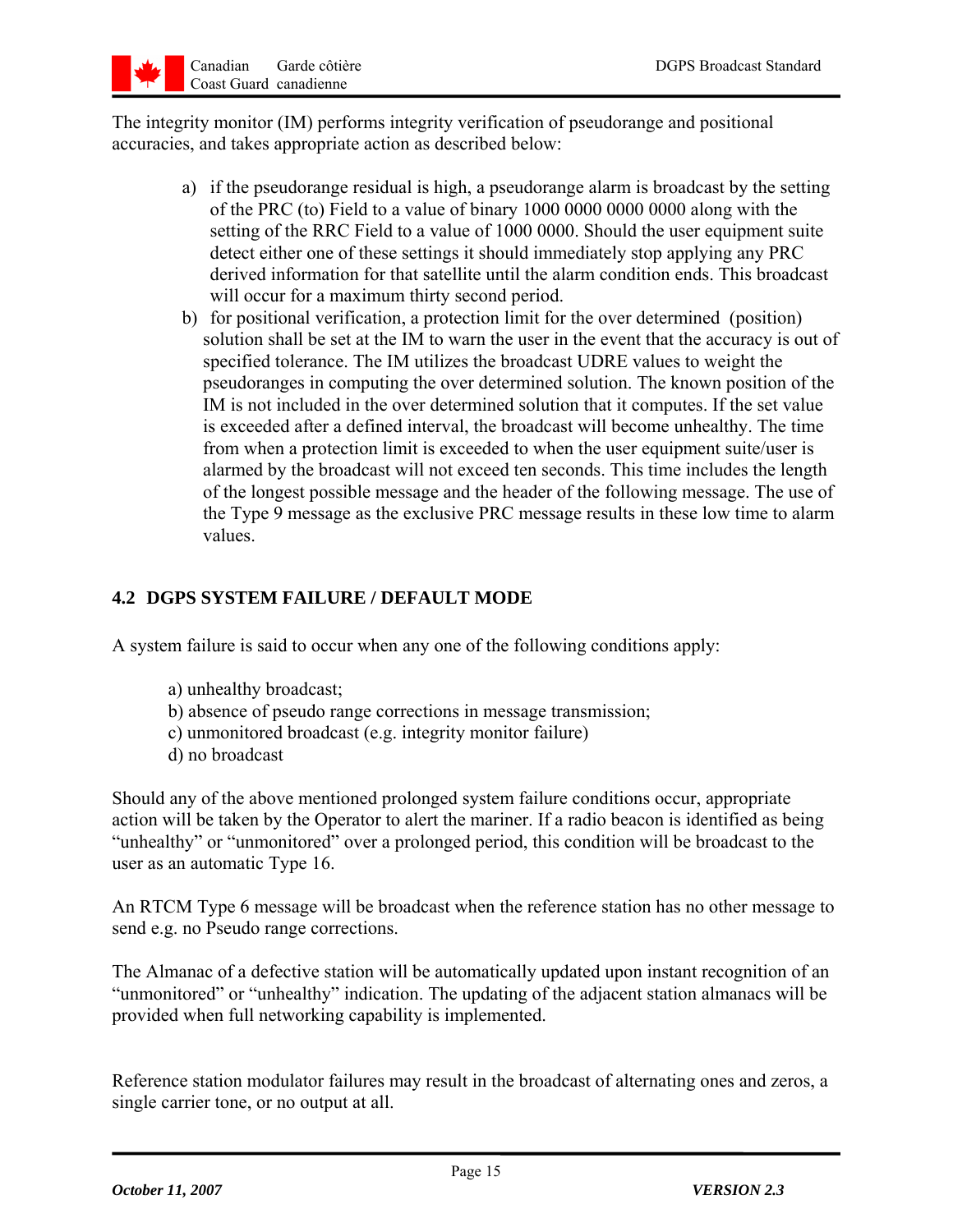The integrity monitor (IM) performs integrity verification of pseudorange and positional accuracies, and takes appropriate action as described below:

a) if the pseudorange residual is high, a pseudorange alarm is broadcast by the setting of the PRC (to) Field to a value of binary 1000 0000 0000 0000 along with the setting of the RRC Field to a value of 1000 0000. Should the user equipment suite detect either one of these settings it should immediately stop applying any PRC derived information for that satellite until the alarm condition ends. This broadcast will occur for a maximum thirty second period.
b) for positional verification, a protection limit for the over determined (position) solution shall be set at the IM to warn the user in the event that the accuracy is out of specified tolerance. The IM utilizes the broadcast UDRE values to weight the pseudoranges in computing the over determined solution. The known position of the IM is not included in the over determined solution that it computes. If the set value is exceeded after a defined interval, the broadcast will become unhealthy. The time from when a protection limit is exceeded to when the user equipment suite/user is alarmed by the broadcast will not exceed ten seconds. This time includes the length of the longest possible message and the header of the following message. The use of the Type 9 message as the exclusive PRC message results in these low time to alarm values.

## 4.2 DGPS SYSTEM FAILURE / DEFAULT MODE

A system failure is said to occur when any one of the following conditions apply:

a) unhealthy broadcast;
b) absence of pseudo range corrections in message transmission;
c) unmonitored broadcast (e.g. integrity monitor failure)
d) no broadcast

Should any of the above mentioned prolonged system failure conditions occur, appropriate action will be taken by the Operator to alert the mariner. If a radio beacon is identified as being "unhealthy" or "unmonitored" over a prolonged period, this condition will be broadcast to the user as an automatic Type 16.

An RTCM Type 6 message will be broadcast when the reference station has no other message to send e.g. no Pseudo range corrections.

The Almanac of a defective station will be automatically updated upon instant recognition of an "unmonitored" or "unhealthy" indication. The updating of the adjacent station almanacs will be provided when full networking capability is implemented.

Reference station modulator failures may result in the broadcast of alternating ones and zeros, a single carrier tone, or no output at all.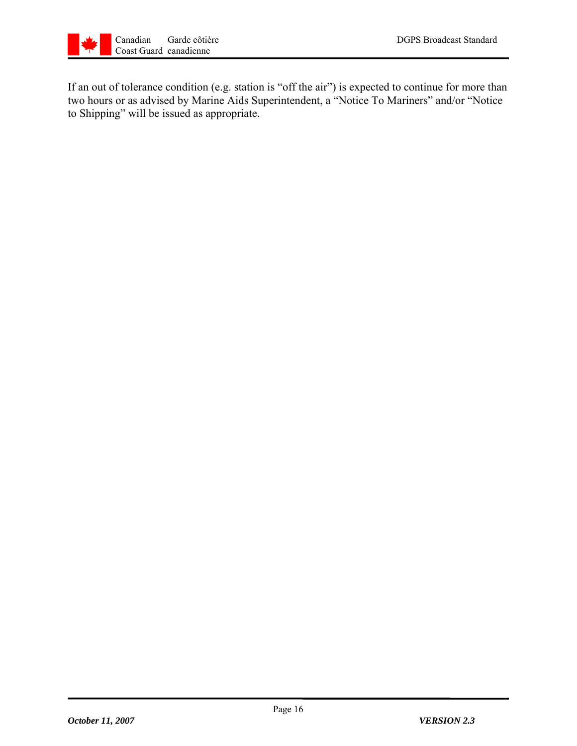If an out of tolerance condition (e.g. station is "off the air") is expected to continue for more than two hours or as advised by Marine Aids Superintendent, a "Notice To Mariners" and/or "Notice to Shipping" will be issued as appropriate.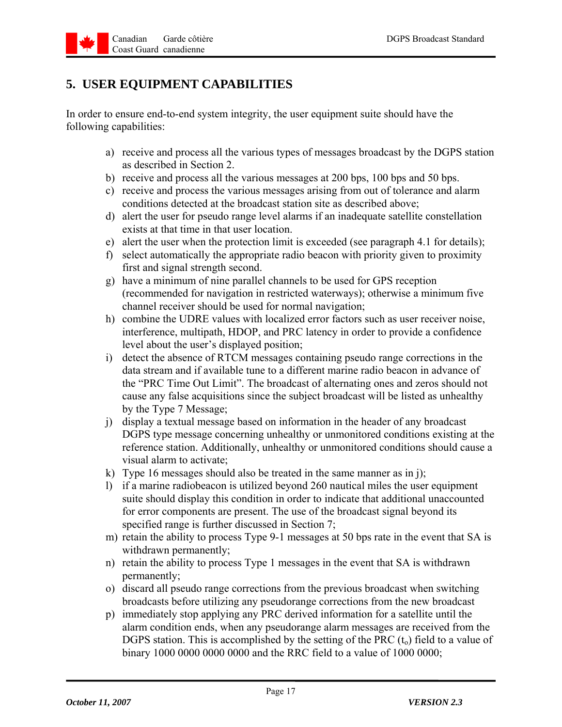# 5. USER EQUIPMENT CAPABILITIES

In order to ensure end-to-end system integrity, the user equipment suite should have the following capabilities:

a) receive and process all the various types of messages broadcast by the DGPS station as described in Section 2.
b) receive and process all the various messages at 200 bps, 100 bps and 50 bps.
c) receive and process the various messages arising from out of tolerance and alarm conditions detected at the broadcast station site as described above;
d) alert the user for pseudo range level alarms if an inadequate satellite constellation exists at that time in that user location.
e) alert the user when the protection limit is exceeded (see paragraph 4.1 for details);
f) select automatically the appropriate radio beacon with priority given to proximity first and signal strength second.
g) have a minimum of nine parallel channels to be used for GPS reception (recommended for navigation in restricted waterways); otherwise a minimum five channel receiver should be used for normal navigation;
h) combine the UDRE values with localized error factors such as user receiver noise, interference, multipath, HDOP, and PRC latency in order to provide a confidence level about the user's displayed position;
i) detect the absence of RTCM messages containing pseudo range corrections in the data stream and if available tune to a different marine radio beacon in advance of the "PRC Time Out Limit". The broadcast of alternating ones and zeros should not cause any false acquisitions since the subject broadcast will be listed as unhealthy by the Type 7 Message;
j) display a textual message based on information in the header of any broadcast DGPS type message concerning unhealthy or unmonitored conditions existing at the reference station. Additionally, unhealthy or unmonitored conditions should cause a visual alarm to activate;
k) Type 16 messages should also be treated in the same manner as in j);
l) if a marine radiobeacon is utilized beyond 260 nautical miles the user equipment suite should display this condition in order to indicate that additional unaccounted for error components are present. The use of the broadcast signal beyond its specified range is further discussed in Section 7;
m) retain the ability to process Type 9-1 messages at 50 bps rate in the event that SA is withdrawn permanently;
n) retain the ability to process Type 1 messages in the event that SA is withdrawn permanently;
o) discard all pseudo range corrections from the previous broadcast when switching broadcasts before utilizing any pseudorange corrections from the new broadcast
p) immediately stop applying any PRC derived information for a satellite until the alarm condition ends, when any pseudorange alarm messages are received from the DGPS station. This is accomplished by the setting of the PRC ($t_o$) field to a value of binary 1000 0000 0000 0000 and the RRC field to a value of 1000 0000;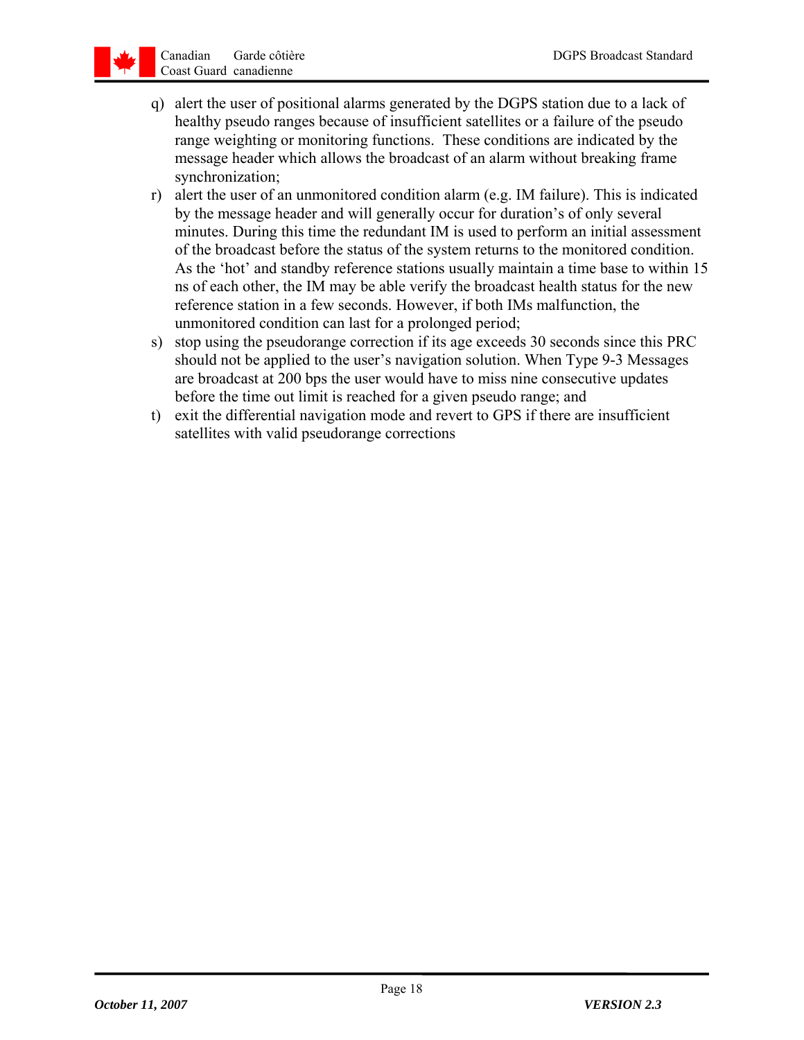q) alert the user of positional alarms generated by the DGPS station due to a lack of healthy pseudo ranges because of insufficient satellites or a failure of the pseudo range weighting or monitoring functions. These conditions are indicated by the message header which allows the broadcast of an alarm without breaking frame synchronization;

r) alert the user of an unmonitored condition alarm (e.g. IM failure). This is indicated by the message header and will generally occur for duration's of only several minutes. During this time the redundant IM is used to perform an initial assessment of the broadcast before the status of the system returns to the monitored condition. As the 'hot' and standby reference stations usually maintain a time base to within 15 ns of each other, the IM may be able verify the broadcast health status for the new reference station in a few seconds. However, if both IMs malfunction, the unmonitored condition can last for a prolonged period;

s) stop using the pseudorange correction if its age exceeds 30 seconds since this PRC should not be applied to the user's navigation solution. When Type 9-3 Messages are broadcast at 200 bps the user would have to miss nine consecutive updates before the time out limit is reached for a given pseudo range; and

t) exit the differential navigation mode and revert to GPS if there are insufficient satellites with valid pseudorange corrections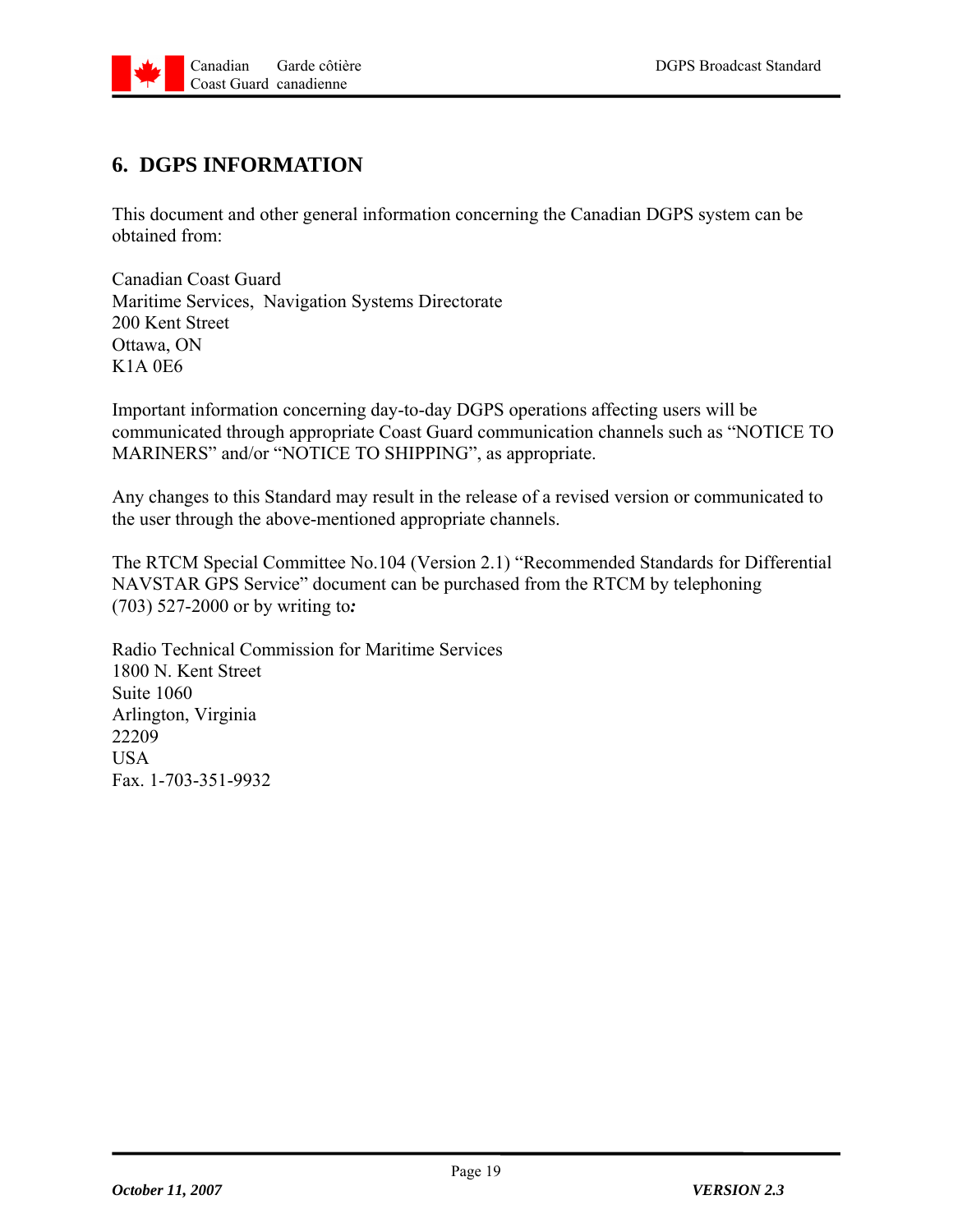# 6. DGPS INFORMATION

This document and other general information concerning the Canadian DGPS system can be obtained from:

Canadian Coast Guard  
Maritime Services, Navigation Systems Directorate  
200 Kent Street  
Ottawa, ON  
K1A 0E6

Important information concerning day-to-day DGPS operations affecting users will be communicated through appropriate Coast Guard communication channels such as "NOTICE TO MARINERS" and/or "NOTICE TO SHIPPING", as appropriate.

Any changes to this Standard may result in the release of a revised version or communicated to the user through the above-mentioned appropriate channels.

The RTCM Special Committee No.104 (Version 2.1) "Recommended Standards for Differential NAVSTAR GPS Service" document can be purchased from the RTCM by telephoning (703) 527-2000 or by writing to***:***

Radio Technical Commission for Maritime Services  
1800 N. Kent Street  
Suite 1060  
Arlington, Virginia  
22209  
USA  
Fax. 1-703-351-9932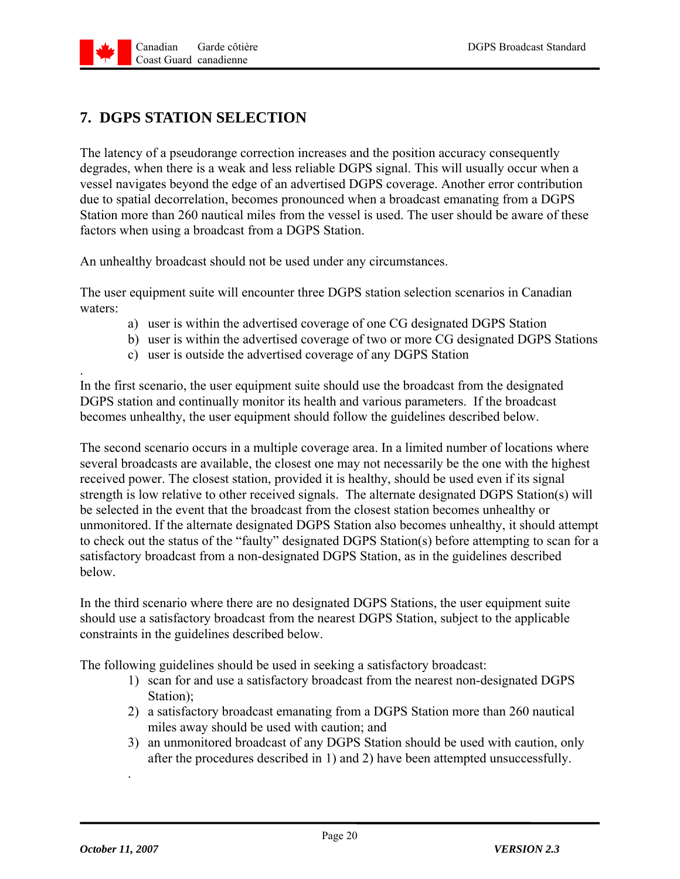## 7. DGPS STATION SELECTION

The latency of a pseudorange correction increases and the position accuracy consequently degrades, when there is a weak and less reliable DGPS signal. This will usually occur when a vessel navigates beyond the edge of an advertised DGPS coverage. Another error contribution due to spatial decorrelation, becomes pronounced when a broadcast emanating from a DGPS Station more than 260 nautical miles from the vessel is used. The user should be aware of these factors when using a broadcast from a DGPS Station.

An unhealthy broadcast should not be used under any circumstances.

The user equipment suite will encounter three DGPS station selection scenarios in Canadian waters:

a) user is within the advertised coverage of one CG designated DGPS Station
b) user is within the advertised coverage of two or more CG designated DGPS Stations
c) user is outside the advertised coverage of any DGPS Station

In the first scenario, the user equipment suite should use the broadcast from the designated DGPS station and continually monitor its health and various parameters. If the broadcast becomes unhealthy, the user equipment should follow the guidelines described below.

The second scenario occurs in a multiple coverage area. In a limited number of locations where several broadcasts are available, the closest one may not necessarily be the one with the highest received power. The closest station, provided it is healthy, should be used even if its signal strength is low relative to other received signals. The alternate designated DGPS Station(s) will be selected in the event that the broadcast from the closest station becomes unhealthy or unmonitored. If the alternate designated DGPS Station also becomes unhealthy, it should attempt to check out the status of the "faulty" designated DGPS Station(s) before attempting to scan for a satisfactory broadcast from a non-designated DGPS Station, as in the guidelines described below.

In the third scenario where there are no designated DGPS Stations, the user equipment suite should use a satisfactory broadcast from the nearest DGPS Station, subject to the applicable constraints in the guidelines described below.

The following guidelines should be used in seeking a satisfactory broadcast:

1) scan for and use a satisfactory broadcast from the nearest non-designated DGPS Station);
2) a satisfactory broadcast emanating from a DGPS Station more than 260 nautical miles away should be used with caution; and
3) an unmonitored broadcast of any DGPS Station should be used with caution, only after the procedures described in 1) and 2) have been attempted unsuccessfully.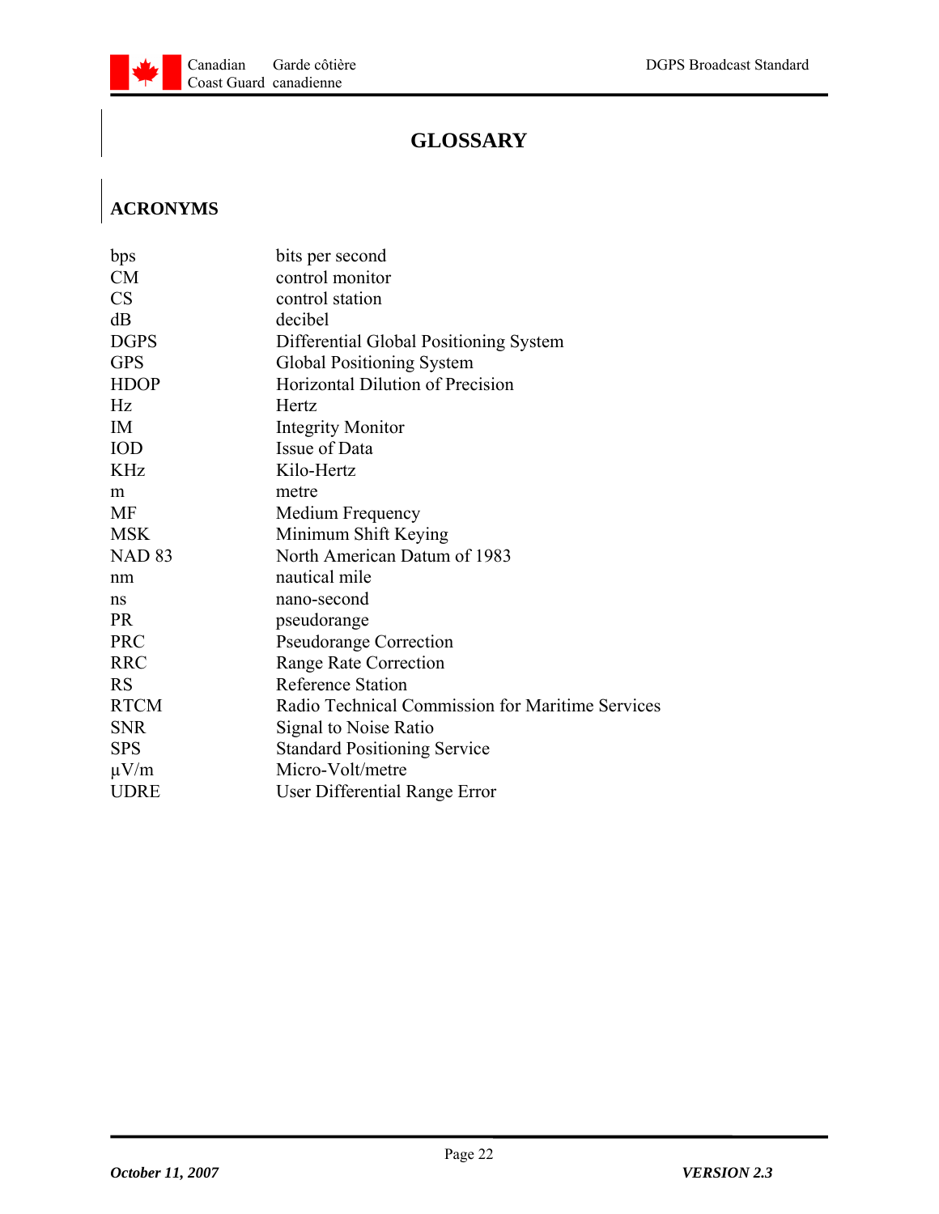# GLOSSARY

## ACRONYMS

| | |
|---|---|
| bps | bits per second |
| CM | control monitor |
| CS | control station |
| dB | decibel |
| DGPS | Differential Global Positioning System |
| GPS | Global Positioning System |
| HDOP | Horizontal Dilution of Precision |
| Hz | Hertz |
| IM | Integrity Monitor |
| IOD | Issue of Data |
| KHz | Kilo-Hertz |
| m | metre |
| MF | Medium Frequency |
| MSK | Minimum Shift Keying |
| NAD 83 | North American Datum of 1983 |
| nm | nautical mile |
| ns | nano-second |
| PR | pseudorange |
| PRC | Pseudorange Correction |
| RRC | Range Rate Correction |
| RS | Reference Station |
| RTCM | Radio Technical Commission for Maritime Services |
| SNR | Signal to Noise Ratio |
| SPS | Standard Positioning Service |
| µV/m | Micro-Volt/metre |
| UDRE | User Differential Range Error |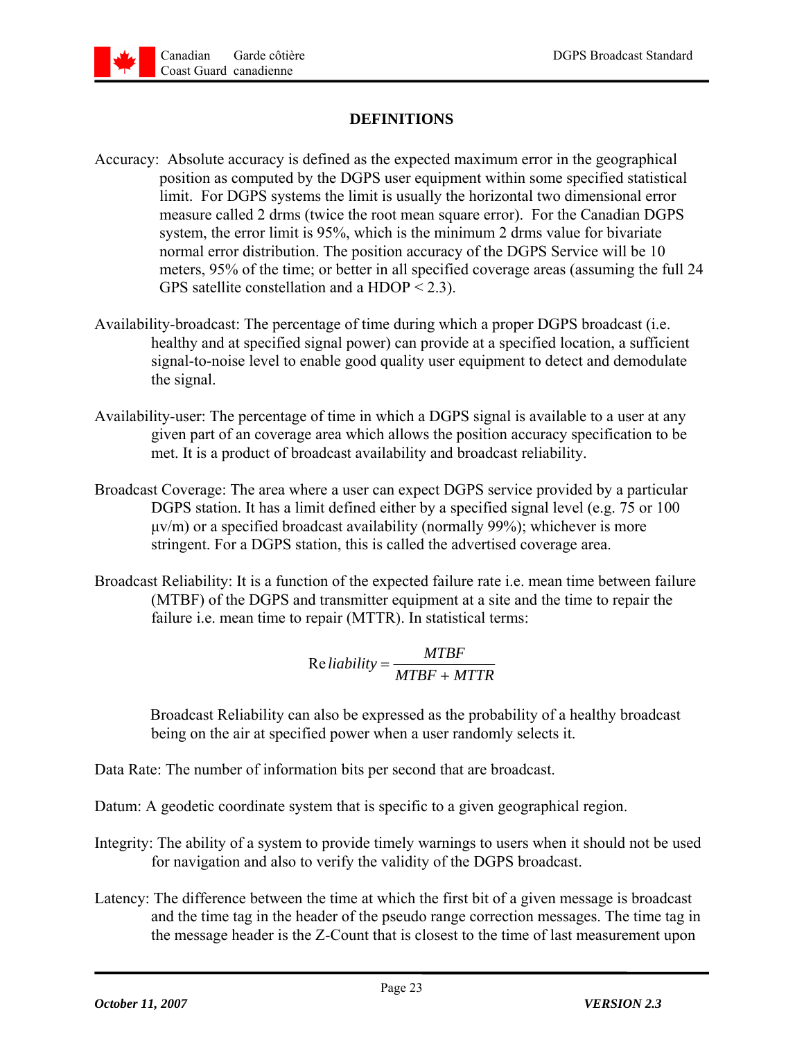## DEFINITIONS

Accuracy: Absolute accuracy is defined as the expected maximum error in the geographical position as computed by the DGPS user equipment within some specified statistical limit. For DGPS systems the limit is usually the horizontal two dimensional error measure called 2 drms (twice the root mean square error). For the Canadian DGPS system, the error limit is 95%, which is the minimum 2 drms value for bivariate normal error distribution. The position accuracy of the DGPS Service will be 10 meters, 95% of the time; or better in all specified coverage areas (assuming the full 24 GPS satellite constellation and a HDOP < 2.3).

Availability-broadcast: The percentage of time during which a proper DGPS broadcast (i.e. healthy and at specified signal power) can provide at a specified location, a sufficient signal-to-noise level to enable good quality user equipment to detect and demodulate the signal.

Availability-user: The percentage of time in which a DGPS signal is available to a user at any given part of an coverage area which allows the position accuracy specification to be met. It is a product of broadcast availability and broadcast reliability.

Broadcast Coverage: The area where a user can expect DGPS service provided by a particular DGPS station. It has a limit defined either by a specified signal level (e.g. 75 or 100 µv/m) or a specified broadcast availability (normally 99%); whichever is more stringent. For a DGPS station, this is called the advertised coverage area.

Broadcast Reliability: It is a function of the expected failure rate i.e. mean time between failure (MTBF) of the DGPS and transmitter equipment at a site and the time to repair the failure i.e. mean time to repair (MTTR). In statistical terms:

$$\text{Reliability} = \frac{MTBF}{MTBF + MTTR}$$

Broadcast Reliability can also be expressed as the probability of a healthy broadcast being on the air at specified power when a user randomly selects it.

Data Rate: The number of information bits per second that are broadcast.

Datum: A geodetic coordinate system that is specific to a given geographical region.

Integrity: The ability of a system to provide timely warnings to users when it should not be used for navigation and also to verify the validity of the DGPS broadcast.

Latency: The difference between the time at which the first bit of a given message is broadcast and the time tag in the header of the pseudo range correction messages. The time tag in the message header is the Z-Count that is closest to the time of last measurement upon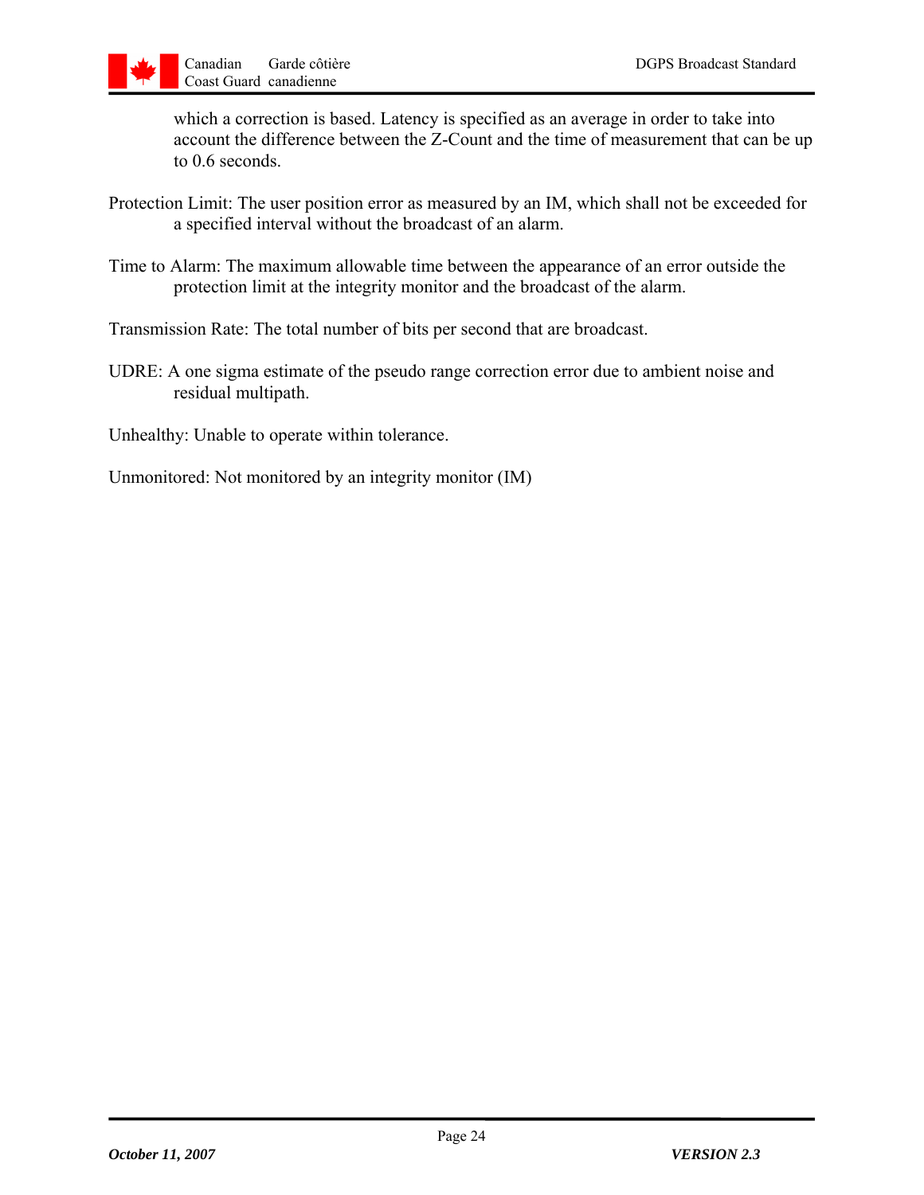which a correction is based. Latency is specified as an average in order to take into account the difference between the Z-Count and the time of measurement that can be up to 0.6 seconds.

Protection Limit: The user position error as measured by an IM, which shall not be exceeded for a specified interval without the broadcast of an alarm.

Time to Alarm: The maximum allowable time between the appearance of an error outside the protection limit at the integrity monitor and the broadcast of the alarm.

Transmission Rate: The total number of bits per second that are broadcast.

UDRE: A one sigma estimate of the pseudo range correction error due to ambient noise and residual multipath.

Unhealthy: Unable to operate within tolerance.

Unmonitored: Not monitored by an integrity monitor (IM)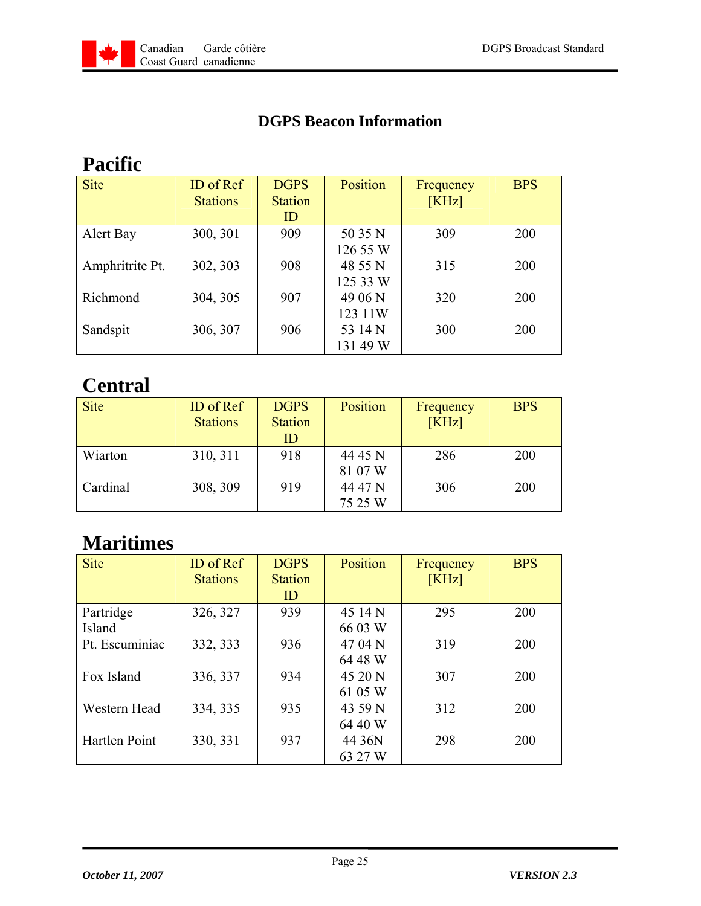# DGPS Beacon Information

## Pacific

| Site | ID of Ref Stations | DGPS Station ID | Position | Frequency [KHz] | BPS |
|---|---|---|---|---|---|
| Alert Bay | 300, 301 | 909 | 50 35 N 126 55 W | 309 | 200 |
| Amphritrite Pt. | 302, 303 | 908 | 48 55 N 125 33 W | 315 | 200 |
| Richmond | 304, 305 | 907 | 49 06 N 123 11W | 320 | 200 |
| Sandspit | 306, 307 | 906 | 53 14 N 131 49 W | 300 | 200 |

## Central

| Site | ID of Ref Stations | DGPS Station ID | Position | Frequency [KHz] | BPS |
|---|---|---|---|---|---|
| Wiarton | 310, 311 | 918 | 44 45 N 81 07 W | 286 | 200 |
| Cardinal | 308, 309 | 919 | 44 47 N 75 25 W | 306 | 200 |

## Maritimes

| Site | ID of Ref Stations | DGPS Station ID | Position | Frequency [KHz] | BPS |
|---|---|---|---|---|---|
| Partridge Island | 326, 327 | 939 | 45 14 N 66 03 W | 295 | 200 |
| Pt. Escuminiac | 332, 333 | 936 | 47 04 N 64 48 W | 319 | 200 |
| Fox Island | 336, 337 | 934 | 45 20 N 61 05 W | 307 | 200 |
| Western Head | 334, 335 | 935 | 43 59 N 64 40 W | 312 | 200 |
| Hartlen Point | 330, 331 | 937 | 44 36N 63 27 W | 298 | 200 |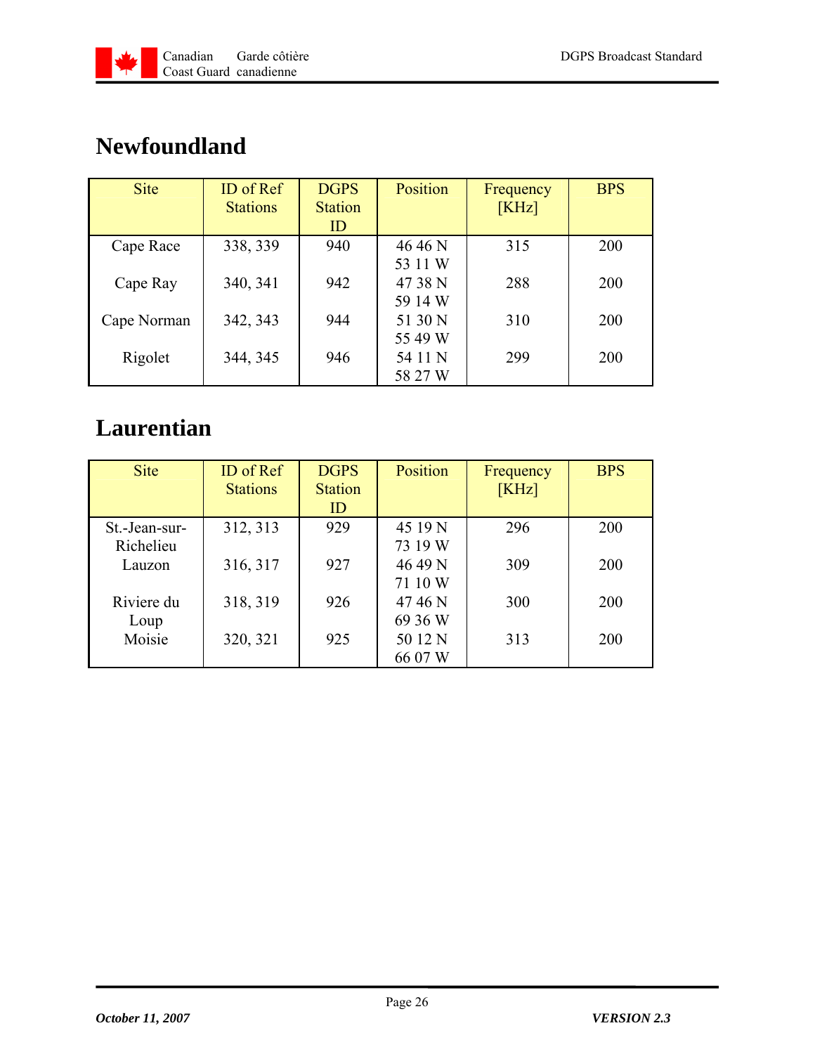## Newfoundland

| Site | ID of Ref Stations | DGPS Station ID | Position | Frequency [KHz] | BPS |
|---|---|---|---|---|---|
| Cape Race | 338, 339 | 940 | 46 46 N 53 11 W | 315 | 200 |
| Cape Ray | 340, 341 | 942 | 47 38 N 59 14 W | 288 | 200 |
| Cape Norman | 342, 343 | 944 | 51 30 N 55 49 W | 310 | 200 |
| Rigolet | 344, 345 | 946 | 54 11 N 58 27 W | 299 | 200 |

## Laurentian

| Site | ID of Ref Stations | DGPS Station ID | Position | Frequency [KHz] | BPS |
|---|---|---|---|---|---|
| St.-Jean-sur-Richelieu | 312, 313 | 929 | 45 19 N 73 19 W | 296 | 200 |
| Lauzon | 316, 317 | 927 | 46 49 N 71 10 W | 309 | 200 |
| Riviere du Loup | 318, 319 | 926 | 47 46 N 69 36 W | 300 | 200 |
| Moisie | 320, 321 | 925 | 50 12 N 66 07 W | 313 | 200 |